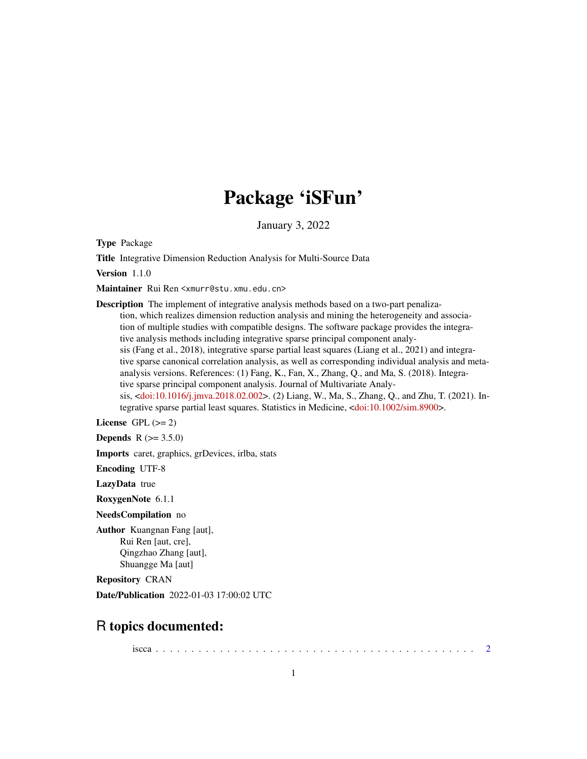# Package 'iSFun'

January 3, 2022

**Type** Package

**Title** Integrative Dimension Reduction Analysis for Multi-Source Data

**Version** 1.1.0

**Maintainer** Rui Ren <xmurr@stu.xmu.edu.cn>

**Description** The implement of integrative analysis methods based on a two-part penalization, which realizes dimension reduction analysis and mining the heterogeneity and association of multiple studies with compatible designs. The software package provides the integrative analysis methods including integrative sparse principal component analysis (Fang et al., 2018), integrative sparse partial least squares (Liang et al., 2021) and integrative sparse canonical correlation analysis, as well as corresponding individual analysis and meta-analysis versions. References: (1) Fang, K., Fan, X., Zhang, Q., and Ma, S. (2018). Integrative sparse principal component analysis. Journal of Multivariate Analysis, <doi:10.1016/j.jmva.2018.02.002>. (2) Liang, W., Ma, S., Zhang, Q., and Zhu, T. (2021). Integrative sparse partial least squares. Statistics in Medicine, <doi:10.1002/sim.8900>.

**License** GPL (>= 2)

**Depends** R (>= 3.5.0)

**Imports** caret, graphics, grDevices, irlba, stats

**Encoding** UTF-8

**LazyData** true

**RoxygenNote** 6.1.1

**NeedsCompilation** no

**Author** Kuangnan Fang [aut],
Rui Ren [aut, cre],
Qingzhao Zhang [aut],
Shuangge Ma [aut]

**Repository** CRAN

**Date/Publication** 2022-01-03 17:00:02 UTC

## R topics documented:

iscca . . . . . . . . . . . . . . . . . . . . . . . . . . . . . . . . . . . . . . . . . . 2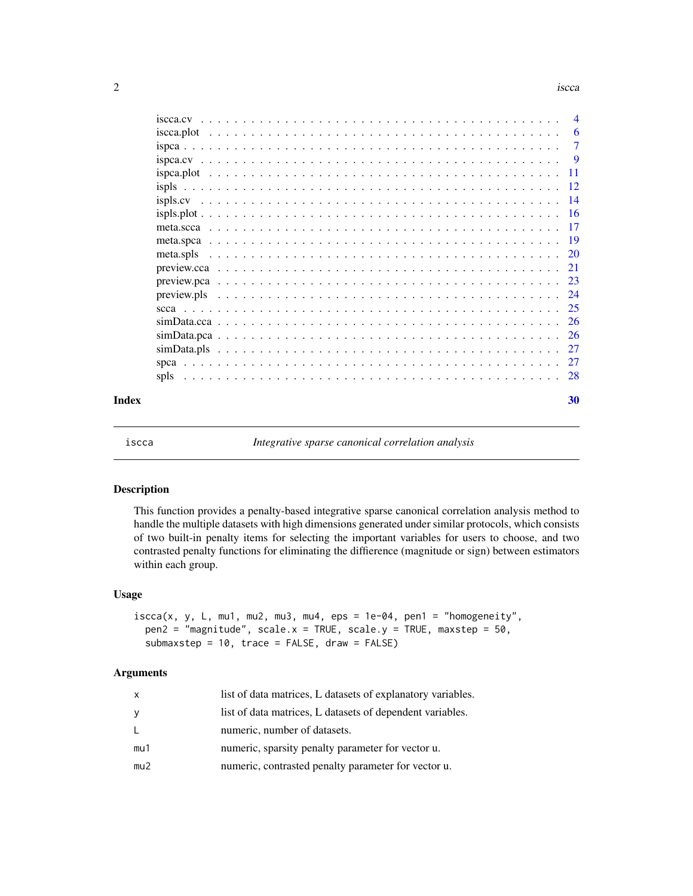iscca.cv . . . . . . . . . . . . . . . . . . . . . . . . . . . . . . . . . . . . . . . 4
iscca.plot . . . . . . . . . . . . . . . . . . . . . . . . . . . . . . . . . . . . . . 6
ispca . . . . . . . . . . . . . . . . . . . . . . . . . . . . . . . . . . . . . . . . 7
ispca.cv . . . . . . . . . . . . . . . . . . . . . . . . . . . . . . . . . . . . . . . 9
ispca.plot . . . . . . . . . . . . . . . . . . . . . . . . . . . . . . . . . . . . . . 11
ispls . . . . . . . . . . . . . . . . . . . . . . . . . . . . . . . . . . . . . . . . 12
ispls.cv . . . . . . . . . . . . . . . . . . . . . . . . . . . . . . . . . . . . . . . 14
ispls.plot . . . . . . . . . . . . . . . . . . . . . . . . . . . . . . . . . . . . . . 16
meta.scca . . . . . . . . . . . . . . . . . . . . . . . . . . . . . . . . . . . . . . 17
meta.spca . . . . . . . . . . . . . . . . . . . . . . . . . . . . . . . . . . . . . . 19
meta.spls . . . . . . . . . . . . . . . . . . . . . . . . . . . . . . . . . . . . . . 20
preview.cca . . . . . . . . . . . . . . . . . . . . . . . . . . . . . . . . . . . . . 21
preview.pca . . . . . . . . . . . . . . . . . . . . . . . . . . . . . . . . . . . . . 23
preview.pls . . . . . . . . . . . . . . . . . . . . . . . . . . . . . . . . . . . . . 24
scca . . . . . . . . . . . . . . . . . . . . . . . . . . . . . . . . . . . . . . . . 25
simData.cca . . . . . . . . . . . . . . . . . . . . . . . . . . . . . . . . . . . . . 26
simData.pca . . . . . . . . . . . . . . . . . . . . . . . . . . . . . . . . . . . . . 26
simData.pls . . . . . . . . . . . . . . . . . . . . . . . . . . . . . . . . . . . . . 27
spca . . . . . . . . . . . . . . . . . . . . . . . . . . . . . . . . . . . . . . . . 27
spls . . . . . . . . . . . . . . . . . . . . . . . . . . . . . . . . . . . . . . . . 28

**Index** **30**

---

## iscca — *Integrative sparse canonical correlation analysis*

### Description

This function provides a penalty-based integrative sparse canonical correlation analysis method to handle the multiple datasets with high dimensions generated under similar protocols, which consists of two built-in penalty items for selecting the important variables for users to choose, and two contrasted penalty functions for eliminating the diffierence (magnitude or sign) between estimators within each group.

### Usage

```
iscca(x, y, L, mu1, mu2, mu3, mu4, eps = 1e-04, pen1 = "homogeneity",
  pen2 = "magnitude", scale.x = TRUE, scale.y = TRUE, maxstep = 50,
  submaxstep = 10, trace = FALSE, draw = FALSE)
```

### Arguments

| | |
|---|---|
| x | list of data matrices, L datasets of explanatory variables. |
| y | list of data matrices, L datasets of dependent variables. |
| L | numeric, number of datasets. |
| mu1 | numeric, sparsity penalty parameter for vector u. |
| mu2 | numeric, contrasted penalty parameter for vector u. |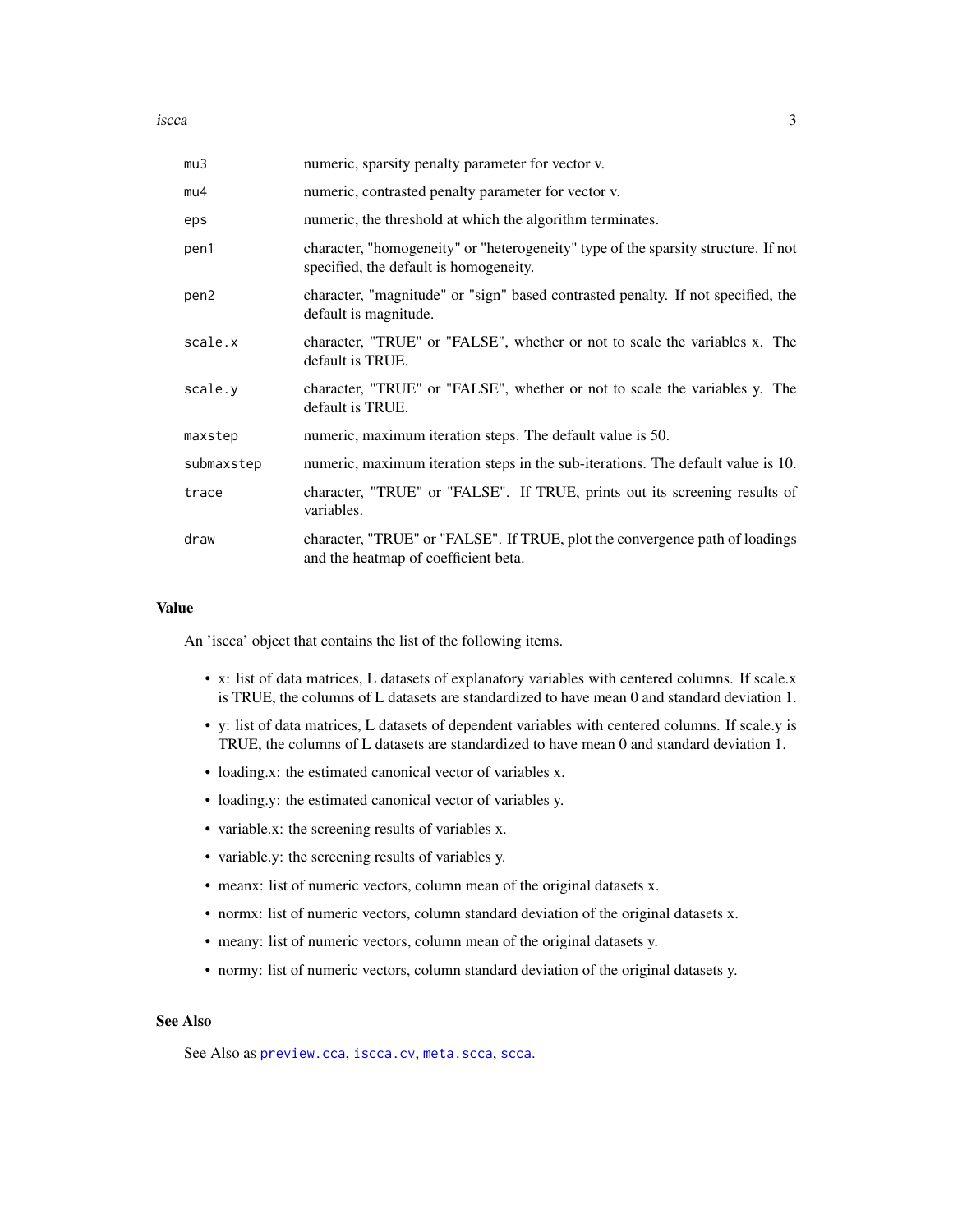| | |
|---|---|
| `mu3` | numeric, sparsity penalty parameter for vector v. |
| `mu4` | numeric, contrasted penalty parameter for vector v. |
| `eps` | numeric, the threshold at which the algorithm terminates. |
| `pen1` | character, "homogeneity" or "heterogeneity" type of the sparsity structure. If not specified, the default is homogeneity. |
| `pen2` | character, "magnitude" or "sign" based contrasted penalty. If not specified, the default is magnitude. |
| `scale.x` | character, "TRUE" or "FALSE", whether or not to scale the variables x. The default is TRUE. |
| `scale.y` | character, "TRUE" or "FALSE", whether or not to scale the variables y. The default is TRUE. |
| `maxstep` | numeric, maximum iteration steps. The default value is 50. |
| `submaxstep` | numeric, maximum iteration steps in the sub-iterations. The default value is 10. |
| `trace` | character, "TRUE" or "FALSE". If TRUE, prints out its screening results of variables. |
| `draw` | character, "TRUE" or "FALSE". If TRUE, plot the convergence path of loadings and the heatmap of coefficient beta. |

## Value

An 'iscca' object that contains the list of the following items.

- x: list of data matrices, L datasets of explanatory variables with centered columns. If scale.x is TRUE, the columns of L datasets are standardized to have mean 0 and standard deviation 1.
- y: list of data matrices, L datasets of dependent variables with centered columns. If scale.y is TRUE, the columns of L datasets are standardized to have mean 0 and standard deviation 1.
- loading.x: the estimated canonical vector of variables x.
- loading.y: the estimated canonical vector of variables y.
- variable.x: the screening results of variables x.
- variable.y: the screening results of variables y.
- meanx: list of numeric vectors, column mean of the original datasets x.
- normx: list of numeric vectors, column standard deviation of the original datasets x.
- meany: list of numeric vectors, column mean of the original datasets y.
- normy: list of numeric vectors, column standard deviation of the original datasets y.

## See Also

See Also as `preview.cca`, `iscca.cv`, `meta.scca`, `scca`.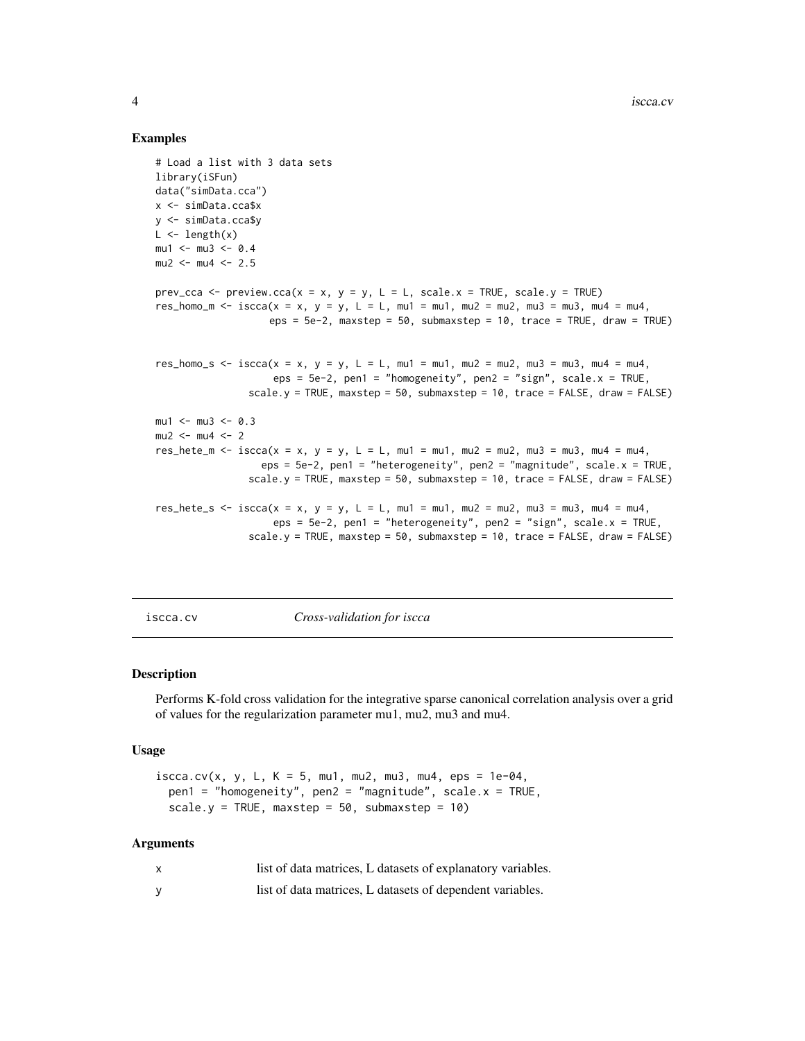## Examples

```
# Load a list with 3 data sets
library(iSFun)
data("simData.cca")
x <- simData.cca$x
y <- simData.cca$y
L <- length(x)
mu1 <- mu3 <- 0.4
mu2 <- mu4 <- 2.5

prev_cca <- preview.cca(x = x, y = y, L = L, scale.x = TRUE, scale.y = TRUE)
res_homo_m <- iscca(x = x, y = y, L = L, mu1 = mu1, mu2 = mu2, mu3 = mu3, mu4 = mu4,
                   eps = 5e-2, maxstep = 50, submaxstep = 10, trace = TRUE, draw = TRUE)


res_homo_s <- iscca(x = x, y = y, L = L, mu1 = mu1, mu2 = mu2, mu3 = mu3, mu4 = mu4,
                    eps = 5e-2, pen1 = "homogeneity", pen2 = "sign", scale.x = TRUE,
               scale.y = TRUE, maxstep = 50, submaxstep = 10, trace = FALSE, draw = FALSE)

mu1 <- mu3 <- 0.3
mu2 <- mu4 <- 2
res_hete_m <- iscca(x = x, y = y, L = L, mu1 = mu1, mu2 = mu2, mu3 = mu3, mu4 = mu4,
                  eps = 5e-2, pen1 = "heterogeneity", pen2 = "magnitude", scale.x = TRUE,
               scale.y = TRUE, maxstep = 50, submaxstep = 10, trace = FALSE, draw = FALSE)

res_hete_s <- iscca(x = x, y = y, L = L, mu1 = mu1, mu2 = mu2, mu3 = mu3, mu4 = mu4,
                    eps = 5e-2, pen1 = "heterogeneity", pen2 = "sign", scale.x = TRUE,
               scale.y = TRUE, maxstep = 50, submaxstep = 10, trace = FALSE, draw = FALSE)
```

---

# iscca.cv — *Cross-validation for iscca*

## Description

Performs K-fold cross validation for the integrative sparse canonical correlation analysis over a grid of values for the regularization parameter mu1, mu2, mu3 and mu4.

## Usage

```
iscca.cv(x, y, L, K = 5, mu1, mu2, mu3, mu4, eps = 1e-04,
  pen1 = "homogeneity", pen2 = "magnitude", scale.x = TRUE,
  scale.y = TRUE, maxstep = 50, submaxstep = 10)
```

## Arguments

| | |
|---|---|
| x | list of data matrices, L datasets of explanatory variables. |
| y | list of data matrices, L datasets of dependent variables. |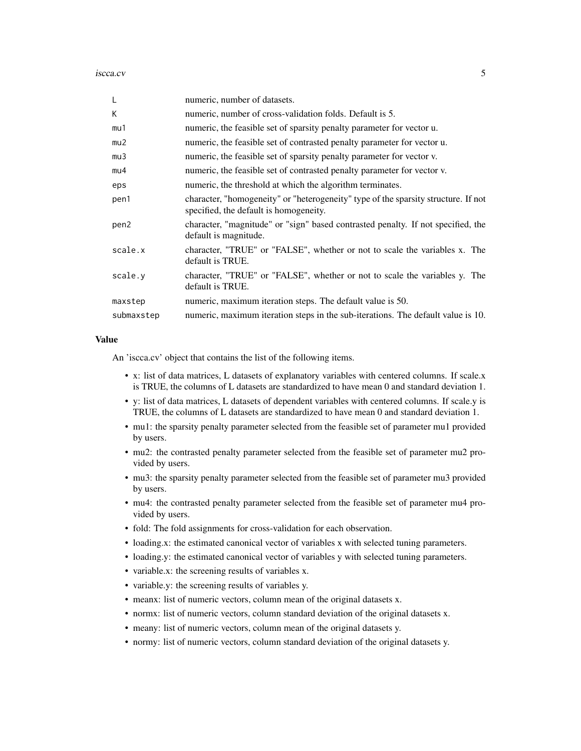| | |
|---|---|
| L | numeric, number of datasets. |
| K | numeric, number of cross-validation folds. Default is 5. |
| mu1 | numeric, the feasible set of sparsity penalty parameter for vector u. |
| mu2 | numeric, the feasible set of contrasted penalty parameter for vector u. |
| mu3 | numeric, the feasible set of sparsity penalty parameter for vector v. |
| mu4 | numeric, the feasible set of contrasted penalty parameter for vector v. |
| eps | numeric, the threshold at which the algorithm terminates. |
| pen1 | character, "homogeneity" or "heterogeneity" type of the sparsity structure. If not specified, the default is homogeneity. |
| pen2 | character, "magnitude" or "sign" based contrasted penalty. If not specified, the default is magnitude. |
| scale.x | character, "TRUE" or "FALSE", whether or not to scale the variables x. The default is TRUE. |
| scale.y | character, "TRUE" or "FALSE", whether or not to scale the variables y. The default is TRUE. |
| maxstep | numeric, maximum iteration steps. The default value is 50. |
| submaxstep | numeric, maximum iteration steps in the sub-iterations. The default value is 10. |

### Value

An 'iscca.cv' object that contains the list of the following items.

- x: list of data matrices, L datasets of explanatory variables with centered columns. If scale.x is TRUE, the columns of L datasets are standardized to have mean 0 and standard deviation 1.
- y: list of data matrices, L datasets of dependent variables with centered columns. If scale.y is TRUE, the columns of L datasets are standardized to have mean 0 and standard deviation 1.
- mu1: the sparsity penalty parameter selected from the feasible set of parameter mu1 provided by users.
- mu2: the contrasted penalty parameter selected from the feasible set of parameter mu2 provided by users.
- mu3: the sparsity penalty parameter selected from the feasible set of parameter mu3 provided by users.
- mu4: the contrasted penalty parameter selected from the feasible set of parameter mu4 provided by users.
- fold: The fold assignments for cross-validation for each observation.
- loading.x: the estimated canonical vector of variables x with selected tuning parameters.
- loading.y: the estimated canonical vector of variables y with selected tuning parameters.
- variable.x: the screening results of variables x.
- variable.y: the screening results of variables y.
- meanx: list of numeric vectors, column mean of the original datasets x.
- normx: list of numeric vectors, column standard deviation of the original datasets x.
- meany: list of numeric vectors, column mean of the original datasets y.
- normy: list of numeric vectors, column standard deviation of the original datasets y.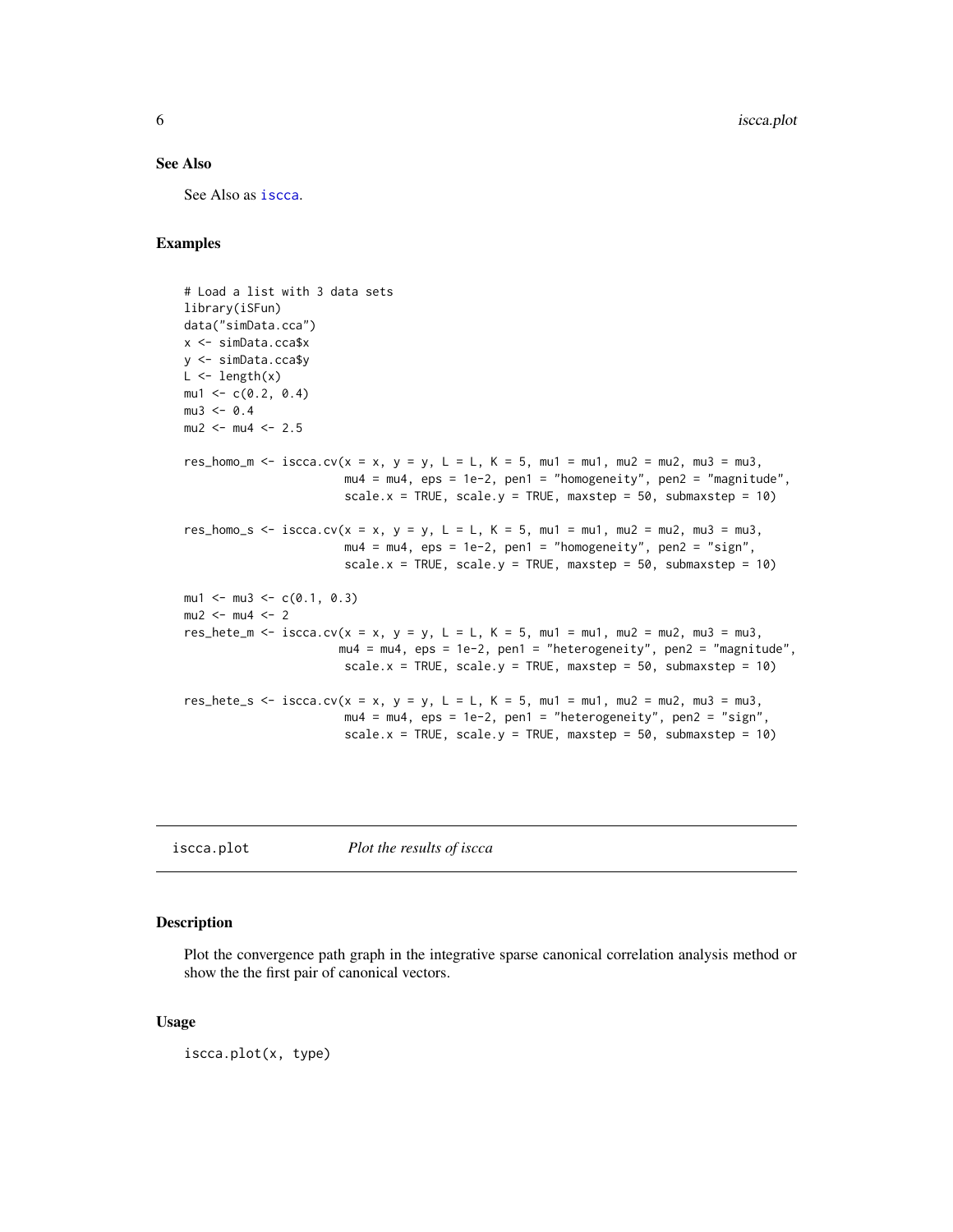### See Also

See Also as iscca.

### Examples

```
# Load a list with 3 data sets
library(iSFun)
data("simData.cca")
x <- simData.cca$x
y <- simData.cca$y
L <- length(x)
mu1 <- c(0.2, 0.4)
mu3 <- 0.4
mu2 <- mu4 <- 2.5

res_homo_m <- iscca.cv(x = x, y = y, L = L, K = 5, mu1 = mu1, mu2 = mu2, mu3 = mu3,
                       mu4 = mu4, eps = 1e-2, pen1 = "homogeneity", pen2 = "magnitude",
                       scale.x = TRUE, scale.y = TRUE, maxstep = 50, submaxstep = 10)

res_homo_s <- iscca.cv(x = x, y = y, L = L, K = 5, mu1 = mu1, mu2 = mu2, mu3 = mu3,
                       mu4 = mu4, eps = 1e-2, pen1 = "homogeneity", pen2 = "sign",
                       scale.x = TRUE, scale.y = TRUE, maxstep = 50, submaxstep = 10)

mu1 <- mu3 <- c(0.1, 0.3)
mu2 <- mu4 <- 2
res_hete_m <- iscca.cv(x = x, y = y, L = L, K = 5, mu1 = mu1, mu2 = mu2, mu3 = mu3,
                      mu4 = mu4, eps = 1e-2, pen1 = "heterogeneity", pen2 = "magnitude",
                       scale.x = TRUE, scale.y = TRUE, maxstep = 50, submaxstep = 10)

res_hete_s <- iscca.cv(x = x, y = y, L = L, K = 5, mu1 = mu1, mu2 = mu2, mu3 = mu3,
                       mu4 = mu4, eps = 1e-2, pen1 = "heterogeneity", pen2 = "sign",
                       scale.x = TRUE, scale.y = TRUE, maxstep = 50, submaxstep = 10)
```

---

## iscca.plot *Plot the results of iscca*

### Description

Plot the convergence path graph in the integrative sparse canonical correlation analysis method or show the the first pair of canonical vectors.

### Usage

```
iscca.plot(x, type)
```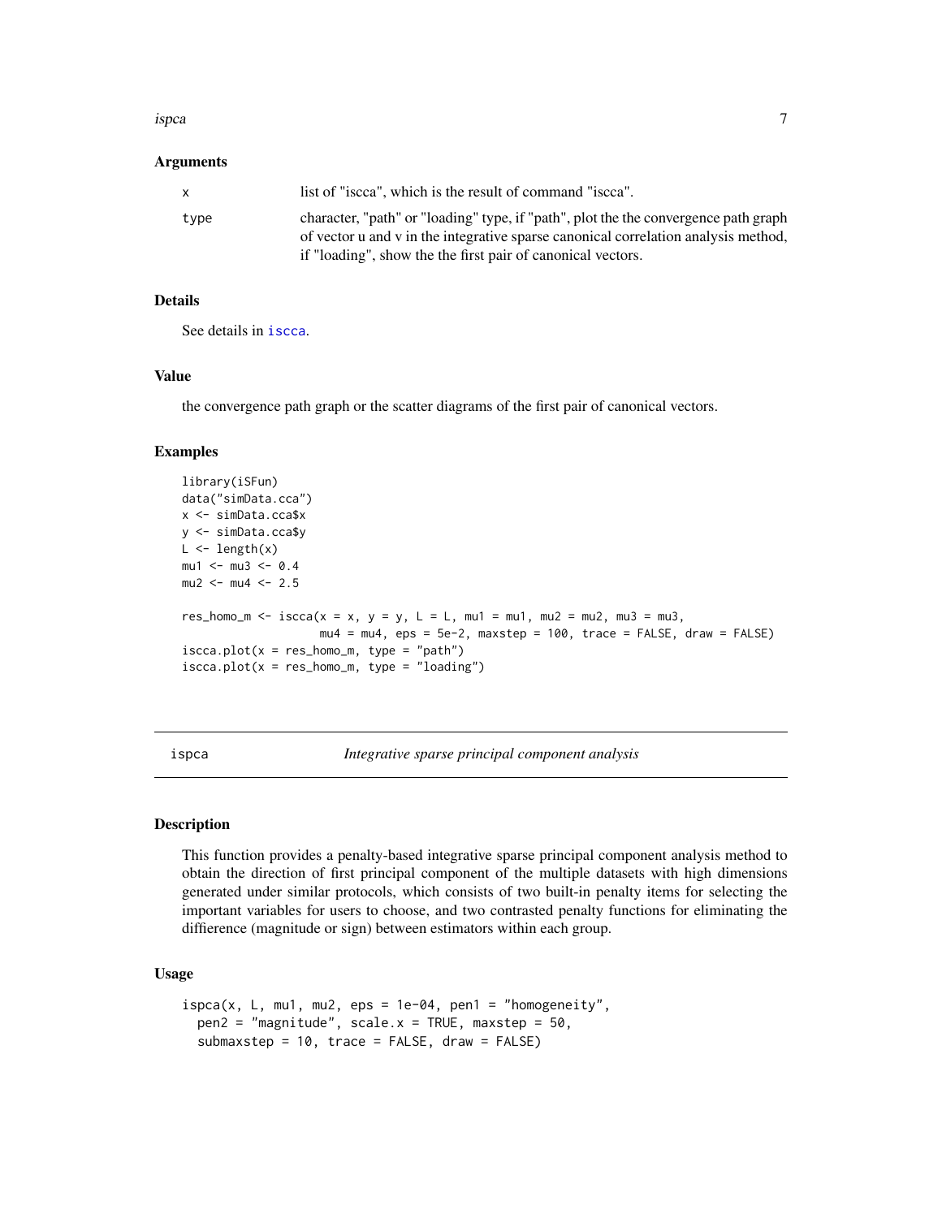### Arguments

| | |
|---|---|
| x | list of "iscca", which is the result of command "iscca". |
| type | character, "path" or "loading" type, if "path", plot the the convergence path graph of vector u and v in the integrative sparse canonical correlation analysis method, if "loading", show the the first pair of canonical vectors. |

### Details

See details in iscca.

### Value

the convergence path graph or the scatter diagrams of the first pair of canonical vectors.

### Examples

```
library(iSFun)
data("simData.cca")
x <- simData.cca$x
y <- simData.cca$y
L <- length(x)
mu1 <- mu3 <- 0.4
mu2 <- mu4 <- 2.5

res_homo_m <- iscca(x = x, y = y, L = L, mu1 = mu1, mu2 = mu2, mu3 = mu3,
                    mu4 = mu4, eps = 5e-2, maxstep = 100, trace = FALSE, draw = FALSE)
iscca.plot(x = res_homo_m, type = "path")
iscca.plot(x = res_homo_m, type = "loading")
```

---

## ispca — *Integrative sparse principal component analysis*

### Description

This function provides a penalty-based integrative sparse principal component analysis method to obtain the direction of first principal component of the multiple datasets with high dimensions generated under similar protocols, which consists of two built-in penalty items for selecting the important variables for users to choose, and two contrasted penalty functions for eliminating the diffierence (magnitude or sign) between estimators within each group.

### Usage

```
ispca(x, L, mu1, mu2, eps = 1e-04, pen1 = "homogeneity",
  pen2 = "magnitude", scale.x = TRUE, maxstep = 50,
  submaxstep = 10, trace = FALSE, draw = FALSE)
```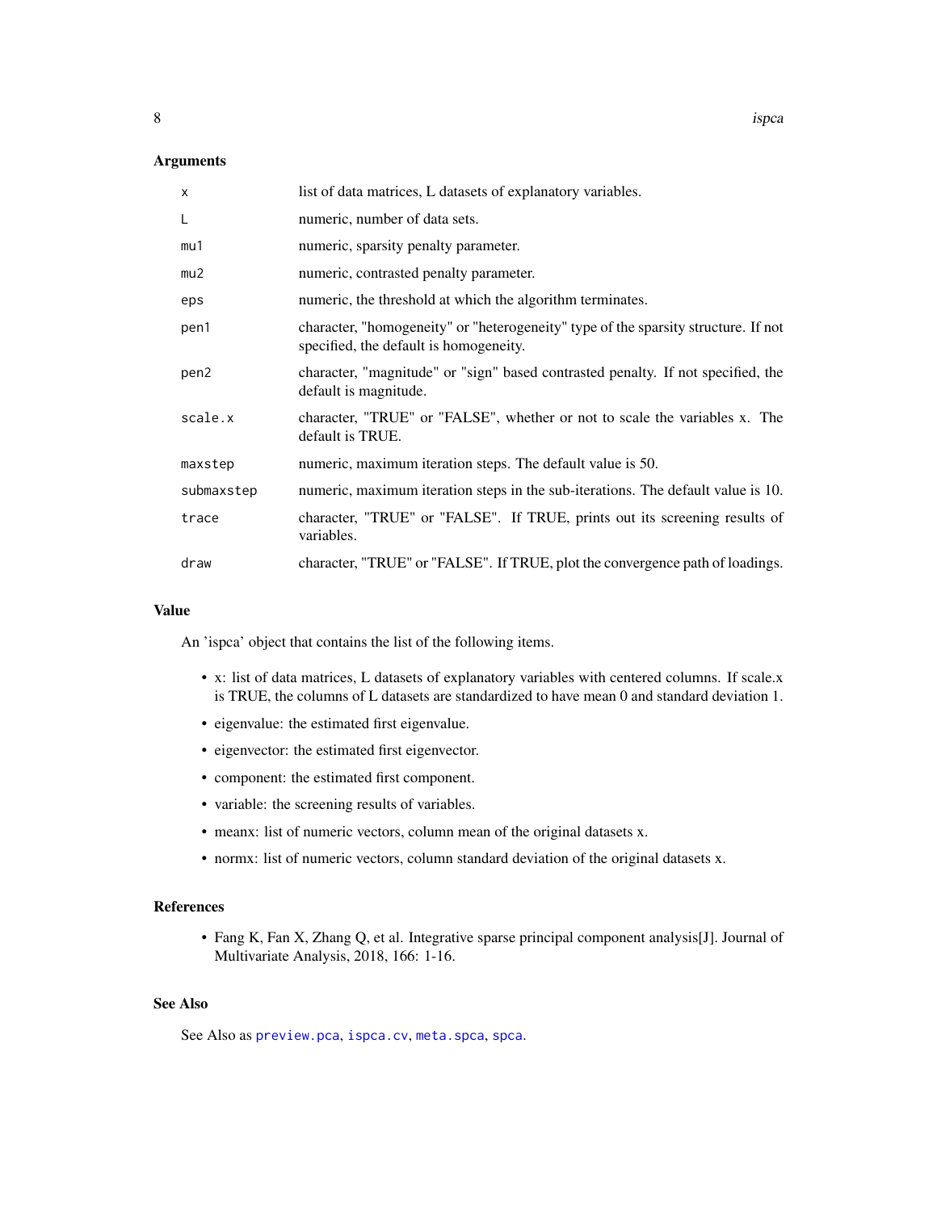## Arguments

| | |
|---|---|
| `x` | list of data matrices, L datasets of explanatory variables. |
| `L` | numeric, number of data sets. |
| `mu1` | numeric, sparsity penalty parameter. |
| `mu2` | numeric, contrasted penalty parameter. |
| `eps` | numeric, the threshold at which the algorithm terminates. |
| `pen1` | character, "homogeneity" or "heterogeneity" type of the sparsity structure. If not specified, the default is homogeneity. |
| `pen2` | character, "magnitude" or "sign" based contrasted penalty. If not specified, the default is magnitude. |
| `scale.x` | character, "TRUE" or "FALSE", whether or not to scale the variables x. The default is TRUE. |
| `maxstep` | numeric, maximum iteration steps. The default value is 50. |
| `submaxstep` | numeric, maximum iteration steps in the sub-iterations. The default value is 10. |
| `trace` | character, "TRUE" or "FALSE". If TRUE, prints out its screening results of variables. |
| `draw` | character, "TRUE" or "FALSE". If TRUE, plot the convergence path of loadings. |

## Value

An 'ispca' object that contains the list of the following items.

- x: list of data matrices, L datasets of explanatory variables with centered columns. If scale.x is TRUE, the columns of L datasets are standardized to have mean 0 and standard deviation 1.
- eigenvalue: the estimated first eigenvalue.
- eigenvector: the estimated first eigenvector.
- component: the estimated first component.
- variable: the screening results of variables.
- meanx: list of numeric vectors, column mean of the original datasets x.
- normx: list of numeric vectors, column standard deviation of the original datasets x.

## References

- Fang K, Fan X, Zhang Q, et al. Integrative sparse principal component analysis[J]. Journal of Multivariate Analysis, 2018, 166: 1-16.

## See Also

See Also as `preview.pca`, `ispca.cv`, `meta.spca`, `spca`.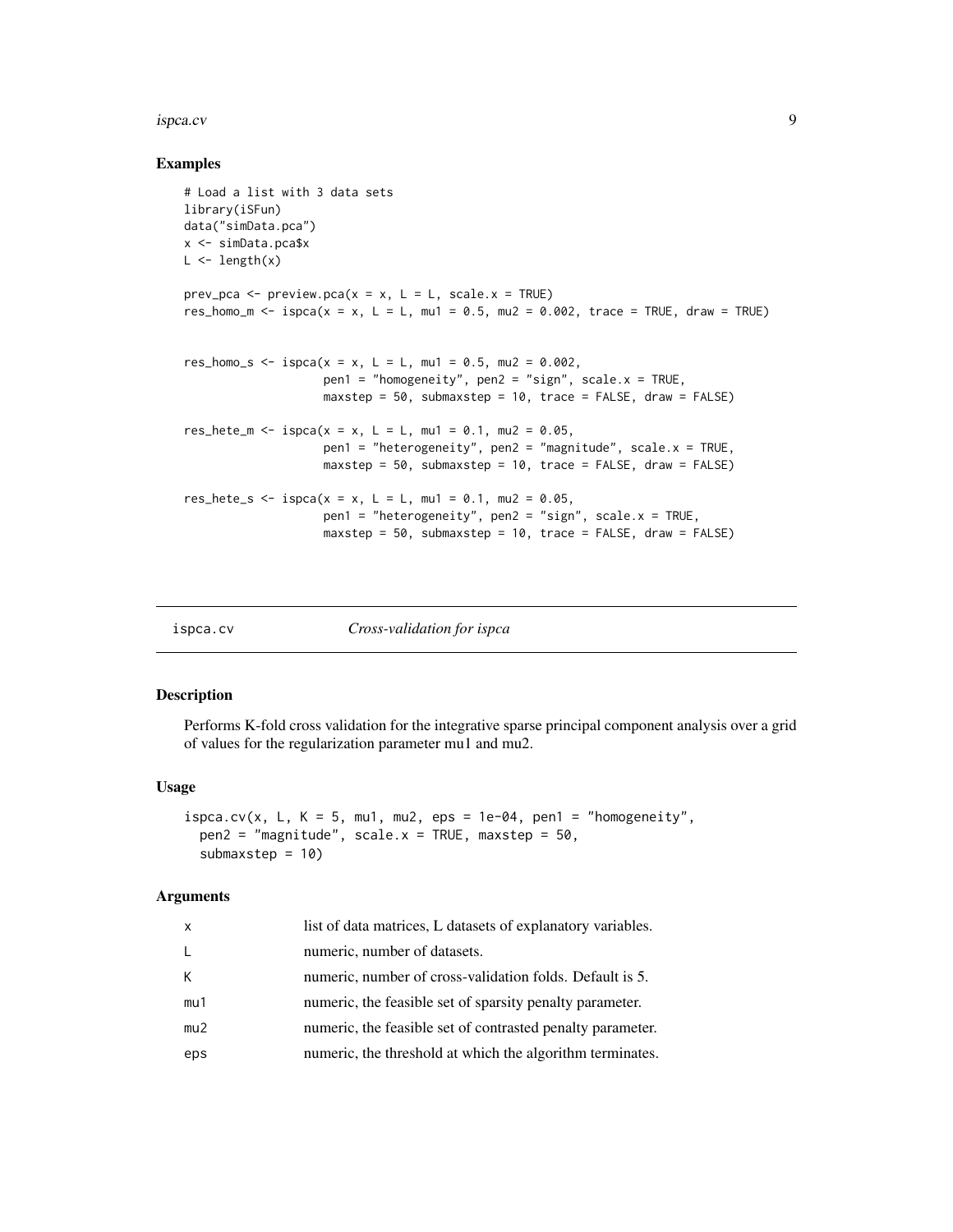## Examples

```
# Load a list with 3 data sets
library(iSFun)
data("simData.pca")
x <- simData.pca$x
L <- length(x)

prev_pca <- preview.pca(x = x, L = L, scale.x = TRUE)
res_homo_m <- ispca(x = x, L = L, mu1 = 0.5, mu2 = 0.002, trace = TRUE, draw = TRUE)


res_homo_s <- ispca(x = x, L = L, mu1 = 0.5, mu2 = 0.002,
                    pen1 = "homogeneity", pen2 = "sign", scale.x = TRUE,
                    maxstep = 50, submaxstep = 10, trace = FALSE, draw = FALSE)

res_hete_m <- ispca(x = x, L = L, mu1 = 0.1, mu2 = 0.05,
                    pen1 = "heterogeneity", pen2 = "magnitude", scale.x = TRUE,
                    maxstep = 50, submaxstep = 10, trace = FALSE, draw = FALSE)

res_hete_s <- ispca(x = x, L = L, mu1 = 0.1, mu2 = 0.05,
                    pen1 = "heterogeneity", pen2 = "sign", scale.x = TRUE,
                    maxstep = 50, submaxstep = 10, trace = FALSE, draw = FALSE)
```

# ispca.cv    *Cross-validation for ispca*

## Description

Performs K-fold cross validation for the integrative sparse principal component analysis over a grid of values for the regularization parameter mu1 and mu2.

## Usage

```
ispca.cv(x, L, K = 5, mu1, mu2, eps = 1e-04, pen1 = "homogeneity",
  pen2 = "magnitude", scale.x = TRUE, maxstep = 50,
  submaxstep = 10)
```

## Arguments

| | |
|---|---|
| x | list of data matrices, L datasets of explanatory variables. |
| L | numeric, number of datasets. |
| K | numeric, number of cross-validation folds. Default is 5. |
| mu1 | numeric, the feasible set of sparsity penalty parameter. |
| mu2 | numeric, the feasible set of contrasted penalty parameter. |
| eps | numeric, the threshold at which the algorithm terminates. |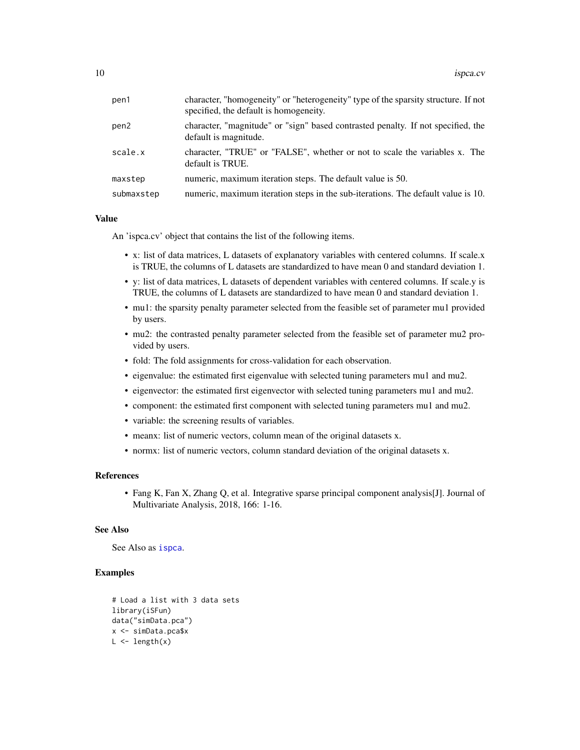| | |
|---|---|
| pen1 | character, "homogeneity" or "heterogeneity" type of the sparsity structure. If not specified, the default is homogeneity. |
| pen2 | character, "magnitude" or "sign" based contrasted penalty. If not specified, the default is magnitude. |
| scale.x | character, "TRUE" or "FALSE", whether or not to scale the variables x. The default is TRUE. |
| maxstep | numeric, maximum iteration steps. The default value is 50. |
| submaxstep | numeric, maximum iteration steps in the sub-iterations. The default value is 10. |

### Value

An 'ispca.cv' object that contains the list of the following items.

- x: list of data matrices, L datasets of explanatory variables with centered columns. If scale.x is TRUE, the columns of L datasets are standardized to have mean 0 and standard deviation 1.
- y: list of data matrices, L datasets of dependent variables with centered columns. If scale.y is TRUE, the columns of L datasets are standardized to have mean 0 and standard deviation 1.
- mu1: the sparsity penalty parameter selected from the feasible set of parameter mu1 provided by users.
- mu2: the contrasted penalty parameter selected from the feasible set of parameter mu2 provided by users.
- fold: The fold assignments for cross-validation for each observation.
- eigenvalue: the estimated first eigenvalue with selected tuning parameters mu1 and mu2.
- eigenvector: the estimated first eigenvector with selected tuning parameters mu1 and mu2.
- component: the estimated first component with selected tuning parameters mu1 and mu2.
- variable: the screening results of variables.
- meanx: list of numeric vectors, column mean of the original datasets x.
- normx: list of numeric vectors, column standard deviation of the original datasets x.

### References

- Fang K, Fan X, Zhang Q, et al. Integrative sparse principal component analysis[J]. Journal of Multivariate Analysis, 2018, 166: 1-16.

### See Also

See Also as ispca.

### Examples

```
# Load a list with 3 data sets
library(iSFun)
data("simData.pca")
x <- simData.pca$x
L <- length(x)
```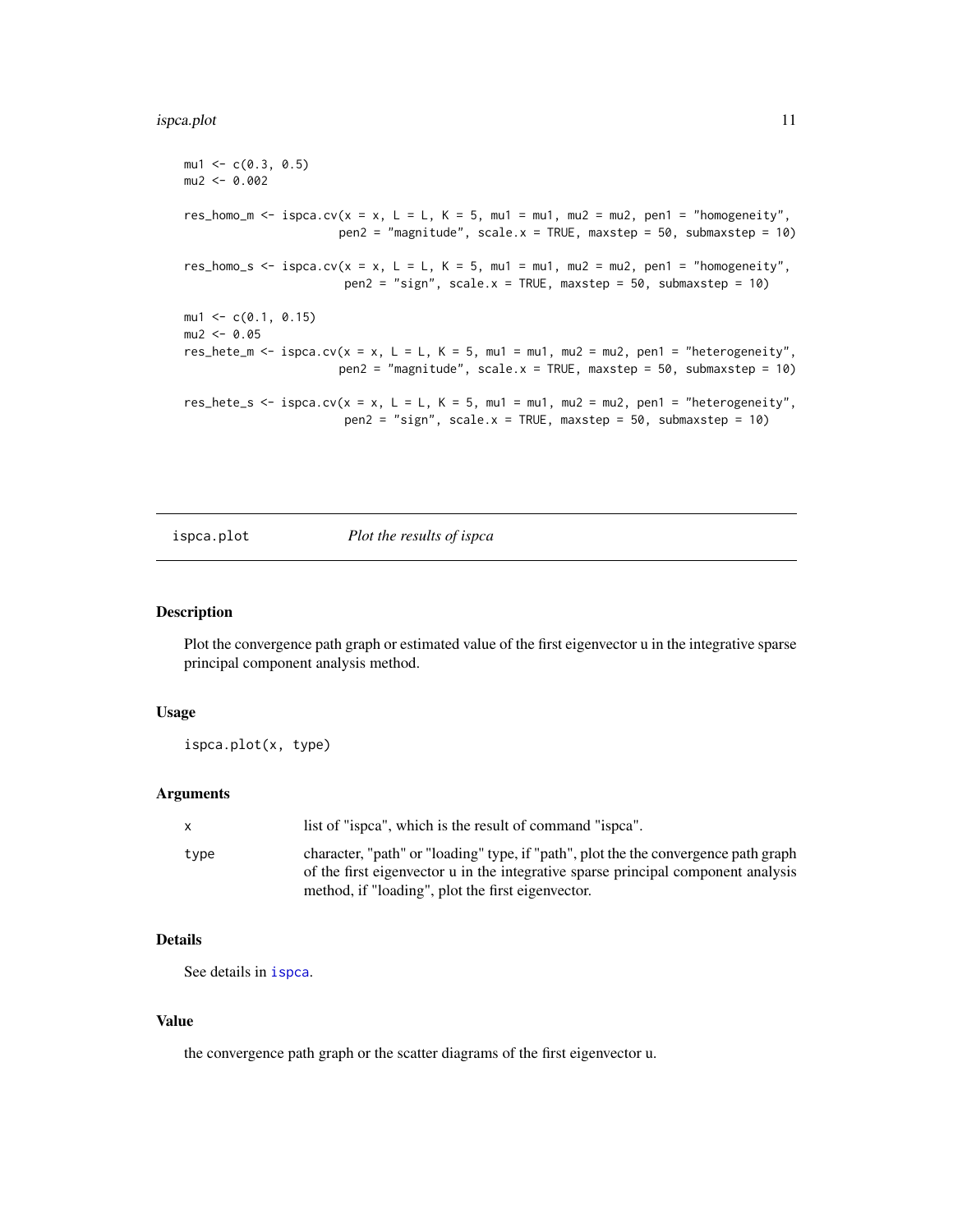```
mu1 <- c(0.3, 0.5)
mu2 <- 0.002

res_homo_m <- ispca.cv(x = x, L = L, K = 5, mu1 = mu1, mu2 = mu2, pen1 = "homogeneity",
                       pen2 = "magnitude", scale.x = TRUE, maxstep = 50, submaxstep = 10)

res_homo_s <- ispca.cv(x = x, L = L, K = 5, mu1 = mu1, mu2 = mu2, pen1 = "homogeneity",
                        pen2 = "sign", scale.x = TRUE, maxstep = 50, submaxstep = 10)

mu1 <- c(0.1, 0.15)
mu2 <- 0.05
res_hete_m <- ispca.cv(x = x, L = L, K = 5, mu1 = mu1, mu2 = mu2, pen1 = "heterogeneity",
                       pen2 = "magnitude", scale.x = TRUE, maxstep = 50, submaxstep = 10)

res_hete_s <- ispca.cv(x = x, L = L, K = 5, mu1 = mu1, mu2 = mu2, pen1 = "heterogeneity",
                        pen2 = "sign", scale.x = TRUE, maxstep = 50, submaxstep = 10)
```

---

## ispca.plot — *Plot the results of ispca*

### Description

Plot the convergence path graph or estimated value of the first eigenvector u in the integrative sparse principal component analysis method.

### Usage

```
ispca.plot(x, type)
```

### Arguments

| | |
|---|---|
| `x` | list of "ispca", which is the result of command "ispca". |
| `type` | character, "path" or "loading" type, if "path", plot the the convergence path graph of the first eigenvector u in the integrative sparse principal component analysis method, if "loading", plot the first eigenvector. |

### Details

See details in `ispca`.

### Value

the convergence path graph or the scatter diagrams of the first eigenvector u.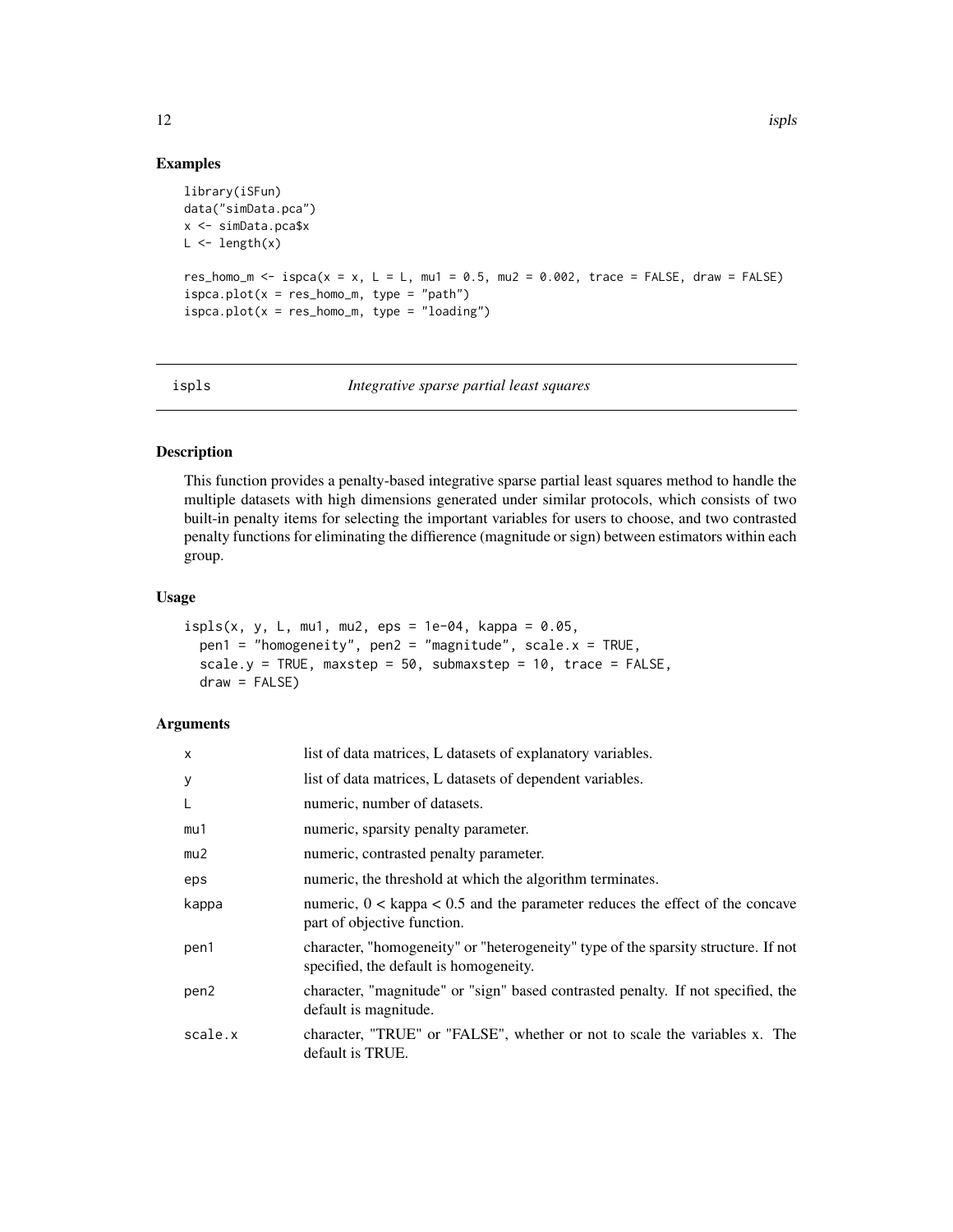## Examples

```
library(iSFun)
data("simData.pca")
x <- simData.pca$x
L <- length(x)

res_homo_m <- ispca(x = x, L = L, mu1 = 0.5, mu2 = 0.002, trace = FALSE, draw = FALSE)
ispca.plot(x = res_homo_m, type = "path")
ispca.plot(x = res_homo_m, type = "loading")
```

---

# ispls *Integrative sparse partial least squares*

## Description

This function provides a penalty-based integrative sparse partial least squares method to handle the multiple datasets with high dimensions generated under similar protocols, which consists of two built-in penalty items for selecting the important variables for users to choose, and two contrasted penalty functions for eliminating the diffierence (magnitude or sign) between estimators within each group.

## Usage

```
ispls(x, y, L, mu1, mu2, eps = 1e-04, kappa = 0.05,
  pen1 = "homogeneity", pen2 = "magnitude", scale.x = TRUE,
  scale.y = TRUE, maxstep = 50, submaxstep = 10, trace = FALSE,
  draw = FALSE)
```

## Arguments

| | |
|---|---|
| x | list of data matrices, L datasets of explanatory variables. |
| y | list of data matrices, L datasets of dependent variables. |
| L | numeric, number of datasets. |
| mu1 | numeric, sparsity penalty parameter. |
| mu2 | numeric, contrasted penalty parameter. |
| eps | numeric, the threshold at which the algorithm terminates. |
| kappa | numeric, 0 < kappa < 0.5 and the parameter reduces the effect of the concave part of objective function. |
| pen1 | character, "homogeneity" or "heterogeneity" type of the sparsity structure. If not specified, the default is homogeneity. |
| pen2 | character, "magnitude" or "sign" based contrasted penalty. If not specified, the default is magnitude. |
| scale.x | character, "TRUE" or "FALSE", whether or not to scale the variables x. The default is TRUE. |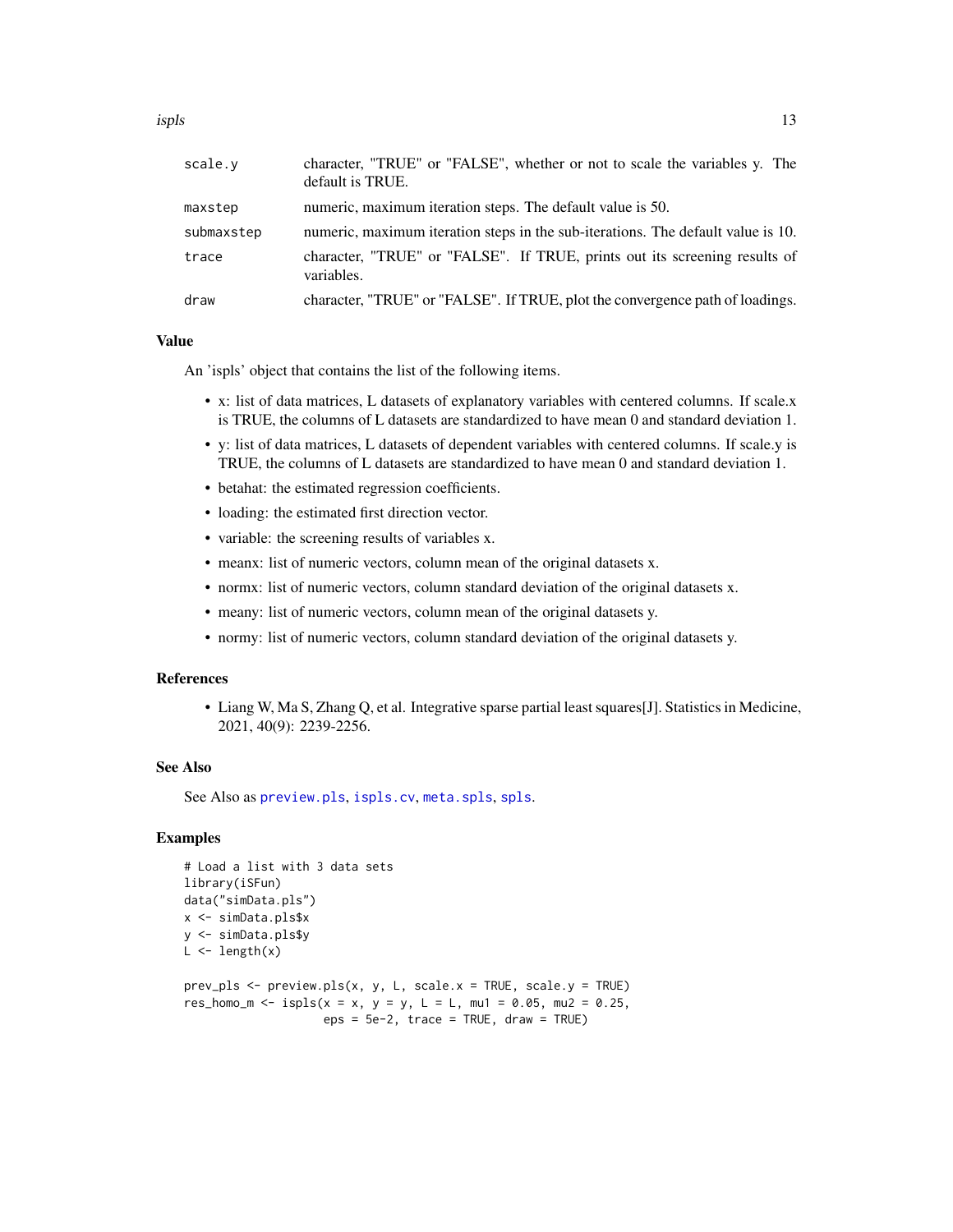| | |
|---|---|
| scale.y | character, "TRUE" or "FALSE", whether or not to scale the variables y. The default is TRUE. |
| maxstep | numeric, maximum iteration steps. The default value is 50. |
| submaxstep | numeric, maximum iteration steps in the sub-iterations. The default value is 10. |
| trace | character, "TRUE" or "FALSE". If TRUE, prints out its screening results of variables. |
| draw | character, "TRUE" or "FALSE". If TRUE, plot the convergence path of loadings. |

## Value

An 'ispls' object that contains the list of the following items.

- x: list of data matrices, L datasets of explanatory variables with centered columns. If scale.x is TRUE, the columns of L datasets are standardized to have mean 0 and standard deviation 1.
- y: list of data matrices, L datasets of dependent variables with centered columns. If scale.y is TRUE, the columns of L datasets are standardized to have mean 0 and standard deviation 1.
- betahat: the estimated regression coefficients.
- loading: the estimated first direction vector.
- variable: the screening results of variables x.
- meanx: list of numeric vectors, column mean of the original datasets x.
- normx: list of numeric vectors, column standard deviation of the original datasets x.
- meany: list of numeric vectors, column mean of the original datasets y.
- normy: list of numeric vectors, column standard deviation of the original datasets y.

## References

- Liang W, Ma S, Zhang Q, et al. Integrative sparse partial least squares[J]. Statistics in Medicine, 2021, 40(9): 2239-2256.

## See Also

See Also as preview.pls, ispls.cv, meta.spls, spls.

## Examples

```
# Load a list with 3 data sets
library(iSFun)
data("simData.pls")
x <- simData.pls$x
y <- simData.pls$y
L <- length(x)

prev_pls <- preview.pls(x, y, L, scale.x = TRUE, scale.y = TRUE)
res_homo_m <- ispls(x = x, y = y, L = L, mu1 = 0.05, mu2 = 0.25,
                    eps = 5e-2, trace = TRUE, draw = TRUE)
```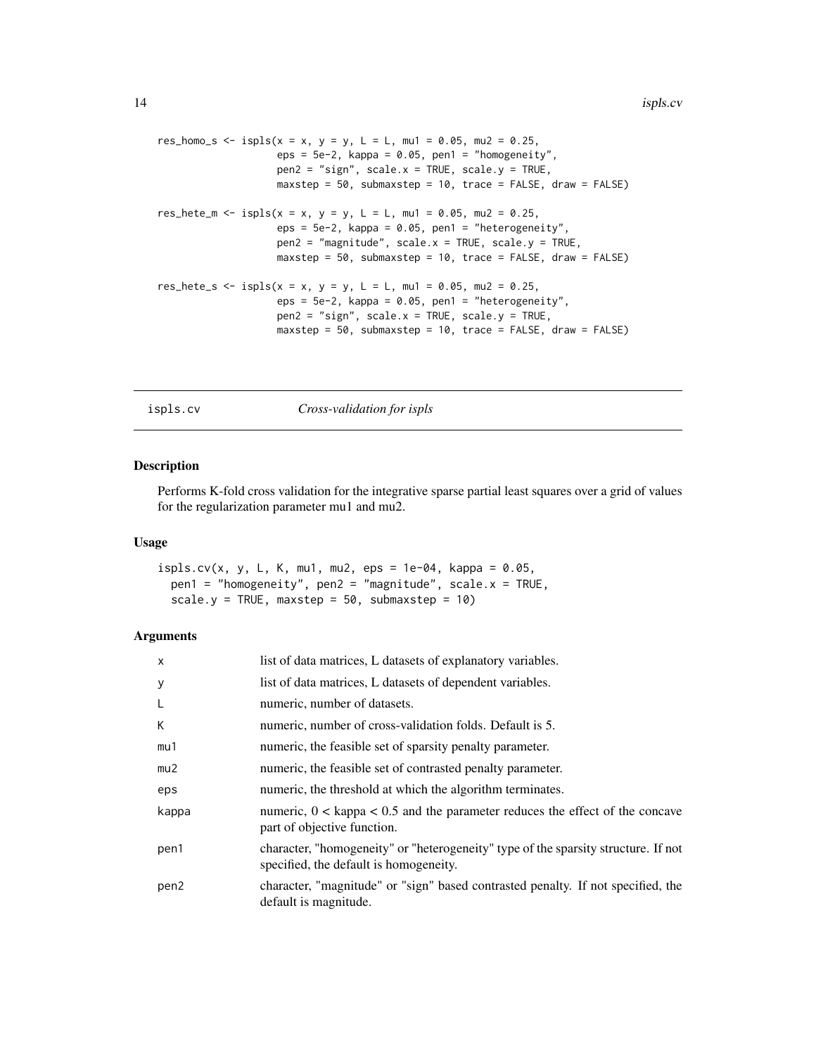```
res_homo_s <- ispls(x = x, y = y, L = L, mu1 = 0.05, mu2 = 0.25,
                    eps = 5e-2, kappa = 0.05, pen1 = "homogeneity",
                    pen2 = "sign", scale.x = TRUE, scale.y = TRUE,
                    maxstep = 50, submaxstep = 10, trace = FALSE, draw = FALSE)

res_hete_m <- ispls(x = x, y = y, L = L, mu1 = 0.05, mu2 = 0.25,
                    eps = 5e-2, kappa = 0.05, pen1 = "heterogeneity",
                    pen2 = "magnitude", scale.x = TRUE, scale.y = TRUE,
                    maxstep = 50, submaxstep = 10, trace = FALSE, draw = FALSE)

res_hete_s <- ispls(x = x, y = y, L = L, mu1 = 0.05, mu2 = 0.25,
                    eps = 5e-2, kappa = 0.05, pen1 = "heterogeneity",
                    pen2 = "sign", scale.x = TRUE, scale.y = TRUE,
                    maxstep = 50, submaxstep = 10, trace = FALSE, draw = FALSE)
```

---

## ispls.cv    *Cross-validation for ispls*

### Description

Performs K-fold cross validation for the integrative sparse partial least squares over a grid of values for the regularization parameter mu1 and mu2.

### Usage

```
ispls.cv(x, y, L, K, mu1, mu2, eps = 1e-04, kappa = 0.05,
  pen1 = "homogeneity", pen2 = "magnitude", scale.x = TRUE,
  scale.y = TRUE, maxstep = 50, submaxstep = 10)
```

### Arguments

| | |
|---|---|
| x | list of data matrices, L datasets of explanatory variables. |
| y | list of data matrices, L datasets of dependent variables. |
| L | numeric, number of datasets. |
| K | numeric, number of cross-validation folds. Default is 5. |
| mu1 | numeric, the feasible set of sparsity penalty parameter. |
| mu2 | numeric, the feasible set of contrasted penalty parameter. |
| eps | numeric, the threshold at which the algorithm terminates. |
| kappa | numeric, 0 < kappa < 0.5 and the parameter reduces the effect of the concave part of objective function. |
| pen1 | character, "homogeneity" or "heterogeneity" type of the sparsity structure. If not specified, the default is homogeneity. |
| pen2 | character, "magnitude" or "sign" based contrasted penalty. If not specified, the default is magnitude. |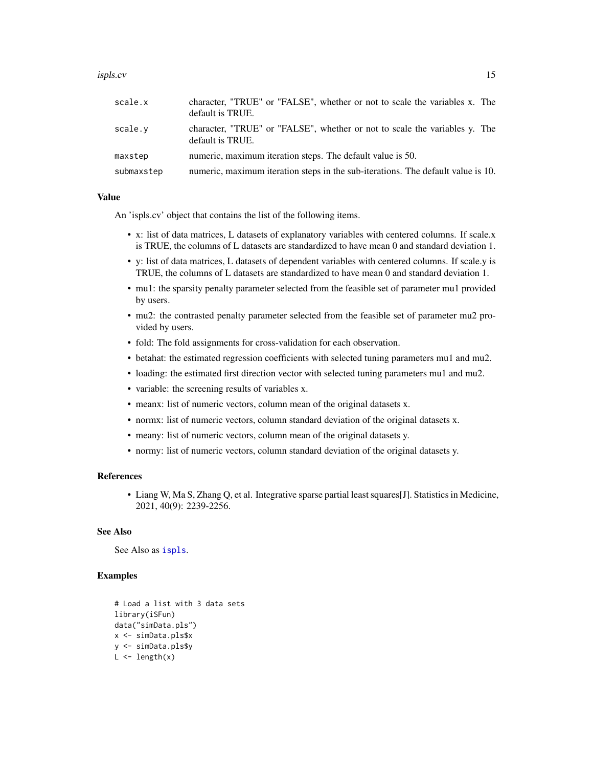| | |
|---|---|
| scale.x | character, "TRUE" or "FALSE", whether or not to scale the variables x. The default is TRUE. |
| scale.y | character, "TRUE" or "FALSE", whether or not to scale the variables y. The default is TRUE. |
| maxstep | numeric, maximum iteration steps. The default value is 50. |
| submaxstep | numeric, maximum iteration steps in the sub-iterations. The default value is 10. |

## Value

An 'ispls.cv' object that contains the list of the following items.

- x: list of data matrices, L datasets of explanatory variables with centered columns. If scale.x is TRUE, the columns of L datasets are standardized to have mean 0 and standard deviation 1.
- y: list of data matrices, L datasets of dependent variables with centered columns. If scale.y is TRUE, the columns of L datasets are standardized to have mean 0 and standard deviation 1.
- mu1: the sparsity penalty parameter selected from the feasible set of parameter mu1 provided by users.
- mu2: the contrasted penalty parameter selected from the feasible set of parameter mu2 provided by users.
- fold: The fold assignments for cross-validation for each observation.
- betahat: the estimated regression coefficients with selected tuning parameters mu1 and mu2.
- loading: the estimated first direction vector with selected tuning parameters mu1 and mu2.
- variable: the screening results of variables x.
- meanx: list of numeric vectors, column mean of the original datasets x.
- normx: list of numeric vectors, column standard deviation of the original datasets x.
- meany: list of numeric vectors, column mean of the original datasets y.
- normy: list of numeric vectors, column standard deviation of the original datasets y.

## References

- Liang W, Ma S, Zhang Q, et al. Integrative sparse partial least squares[J]. Statistics in Medicine, 2021, 40(9): 2239-2256.

## See Also

See Also as `ispls`.

## Examples

```
# Load a list with 3 data sets
library(iSFun)
data("simData.pls")
x <- simData.pls$x
y <- simData.pls$y
L <- length(x)
```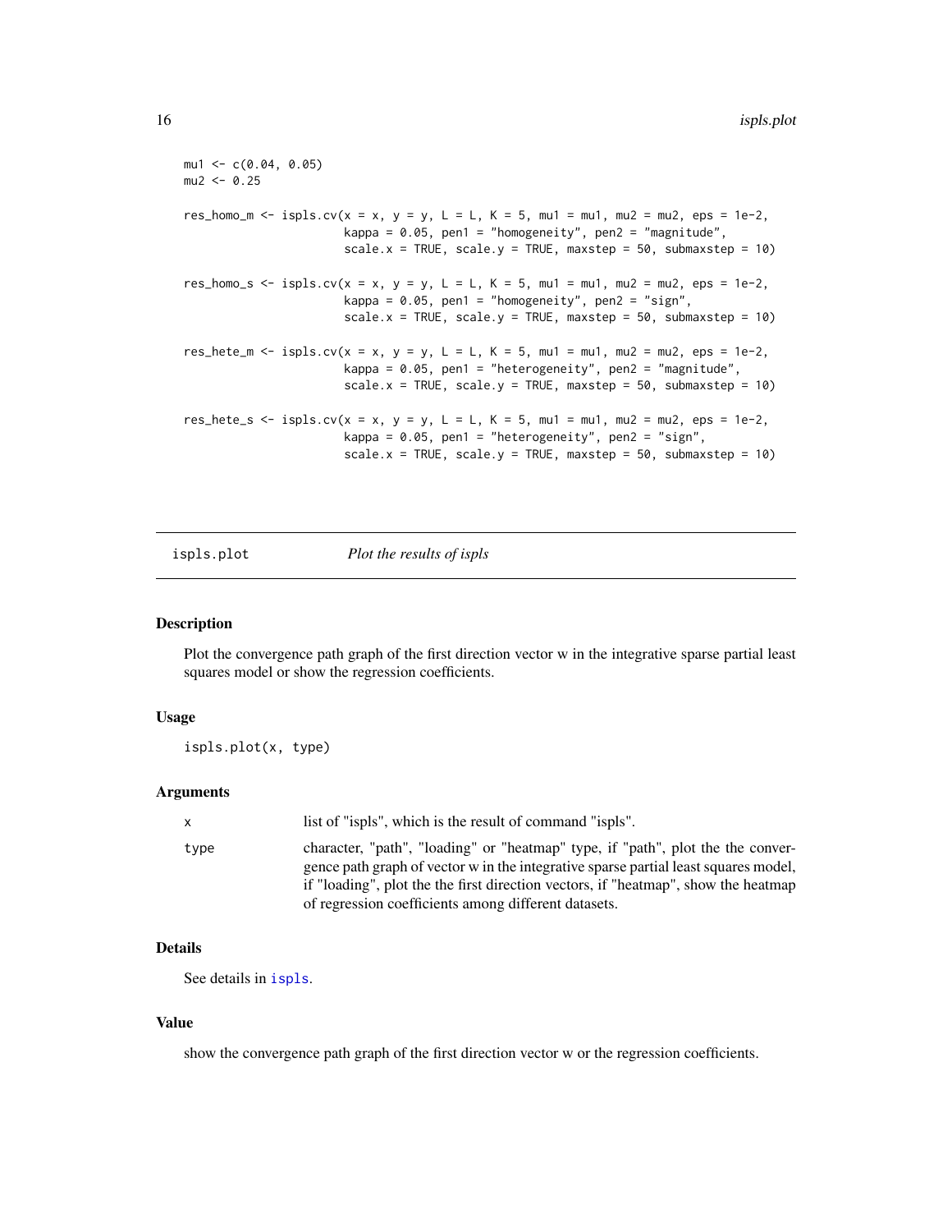```
mu1 <- c(0.04, 0.05)
mu2 <- 0.25

res_homo_m <- ispls.cv(x = x, y = y, L = L, K = 5, mu1 = mu1, mu2 = mu2, eps = 1e-2,
                      kappa = 0.05, pen1 = "homogeneity", pen2 = "magnitude",
                      scale.x = TRUE, scale.y = TRUE, maxstep = 50, submaxstep = 10)

res_homo_s <- ispls.cv(x = x, y = y, L = L, K = 5, mu1 = mu1, mu2 = mu2, eps = 1e-2,
                      kappa = 0.05, pen1 = "homogeneity", pen2 = "sign",
                      scale.x = TRUE, scale.y = TRUE, maxstep = 50, submaxstep = 10)

res_hete_m <- ispls.cv(x = x, y = y, L = L, K = 5, mu1 = mu1, mu2 = mu2, eps = 1e-2,
                      kappa = 0.05, pen1 = "heterogeneity", pen2 = "magnitude",
                      scale.x = TRUE, scale.y = TRUE, maxstep = 50, submaxstep = 10)

res_hete_s <- ispls.cv(x = x, y = y, L = L, K = 5, mu1 = mu1, mu2 = mu2, eps = 1e-2,
                      kappa = 0.05, pen1 = "heterogeneity", pen2 = "sign",
                      scale.x = TRUE, scale.y = TRUE, maxstep = 50, submaxstep = 10)
```

---

## ispls.plot — *Plot the results of ispls*

### Description

Plot the convergence path graph of the first direction vector w in the integrative sparse partial least squares model or show the regression coefficients.

### Usage

```
ispls.plot(x, type)
```

### Arguments

| | |
|---|---|
| x | list of "ispls", which is the result of command "ispls". |
| type | character, "path", "loading" or "heatmap" type, if "path", plot the the convergence path graph of vector w in the integrative sparse partial least squares model, if "loading", plot the the first direction vectors, if "heatmap", show the heatmap of regression coefficients among different datasets. |

### Details

See details in ispls.

### Value

show the convergence path graph of the first direction vector w or the regression coefficients.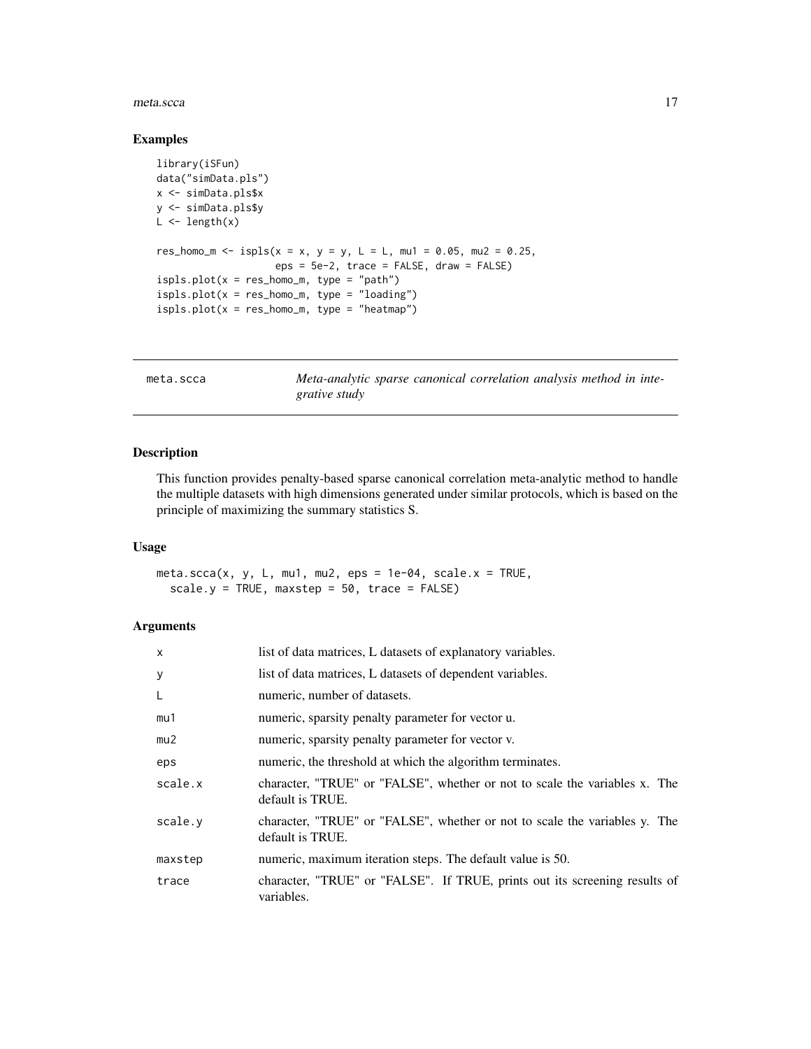## Examples

```
library(iSFun)
data("simData.pls")
x <- simData.pls$x
y <- simData.pls$y
L <- length(x)

res_homo_m <- ispls(x = x, y = y, L = L, mu1 = 0.05, mu2 = 0.25,
                    eps = 5e-2, trace = FALSE, draw = FALSE)
ispls.plot(x = res_homo_m, type = "path")
ispls.plot(x = res_homo_m, type = "loading")
ispls.plot(x = res_homo_m, type = "heatmap")
```

---

# meta.scca — *Meta-analytic sparse canonical correlation analysis method in integrative study*

## Description

This function provides penalty-based sparse canonical correlation meta-analytic method to handle the multiple datasets with high dimensions generated under similar protocols, which is based on the principle of maximizing the summary statistics S.

## Usage

```
meta.scca(x, y, L, mu1, mu2, eps = 1e-04, scale.x = TRUE,
  scale.y = TRUE, maxstep = 50, trace = FALSE)
```

## Arguments

| | |
|---|---|
| x | list of data matrices, L datasets of explanatory variables. |
| y | list of data matrices, L datasets of dependent variables. |
| L | numeric, number of datasets. |
| mu1 | numeric, sparsity penalty parameter for vector u. |
| mu2 | numeric, sparsity penalty parameter for vector v. |
| eps | numeric, the threshold at which the algorithm terminates. |
| scale.x | character, "TRUE" or "FALSE", whether or not to scale the variables x. The default is TRUE. |
| scale.y | character, "TRUE" or "FALSE", whether or not to scale the variables y. The default is TRUE. |
| maxstep | numeric, maximum iteration steps. The default value is 50. |
| trace | character, "TRUE" or "FALSE". If TRUE, prints out its screening results of variables. |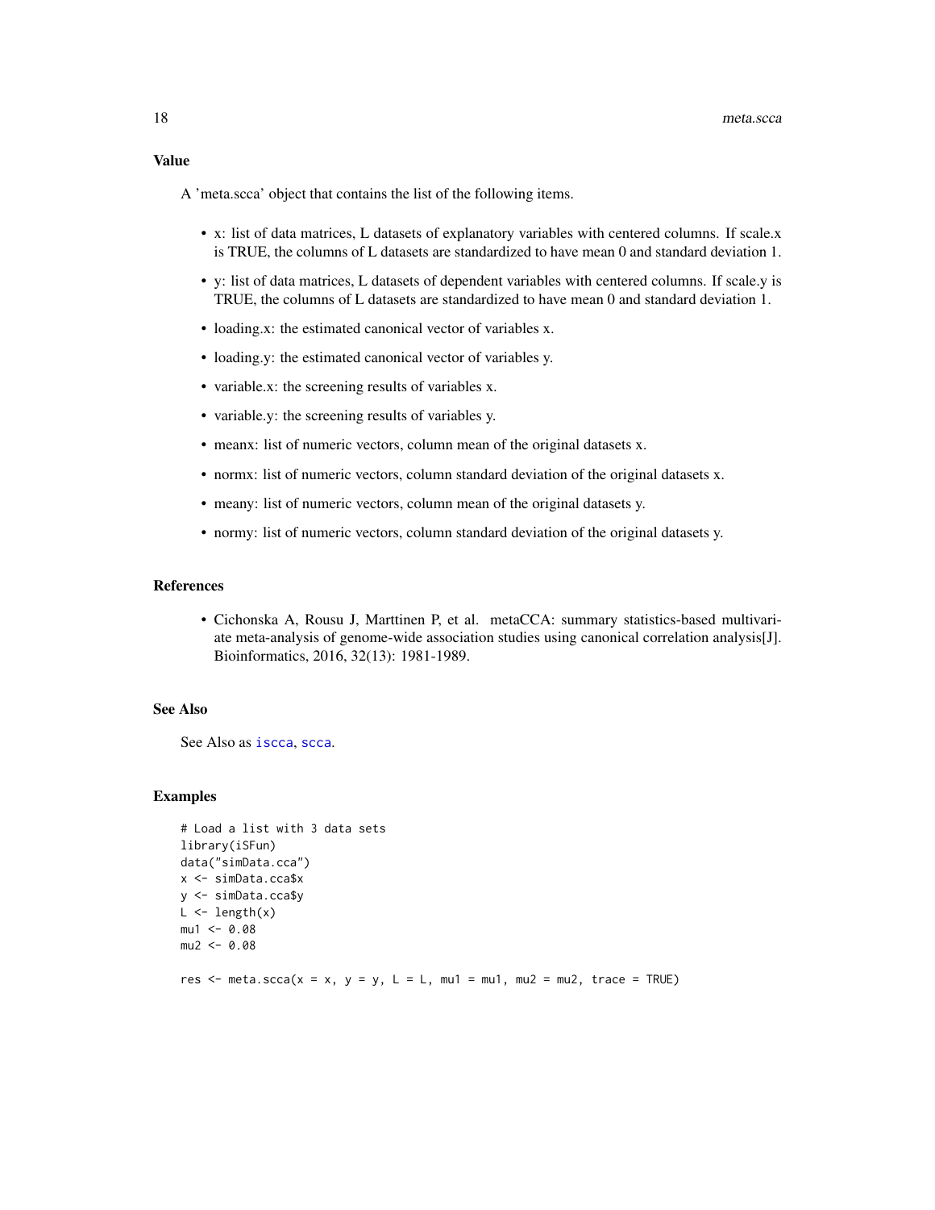## Value

A 'meta.scca' object that contains the list of the following items.

- x: list of data matrices, L datasets of explanatory variables with centered columns. If scale.x is TRUE, the columns of L datasets are standardized to have mean 0 and standard deviation 1.
- y: list of data matrices, L datasets of dependent variables with centered columns. If scale.y is TRUE, the columns of L datasets are standardized to have mean 0 and standard deviation 1.
- loading.x: the estimated canonical vector of variables x.
- loading.y: the estimated canonical vector of variables y.
- variable.x: the screening results of variables x.
- variable.y: the screening results of variables y.
- meanx: list of numeric vectors, column mean of the original datasets x.
- normx: list of numeric vectors, column standard deviation of the original datasets x.
- meany: list of numeric vectors, column mean of the original datasets y.
- normy: list of numeric vectors, column standard deviation of the original datasets y.

## References

- Cichonska A, Rousu J, Marttinen P, et al. metaCCA: summary statistics-based multivariate meta-analysis of genome-wide association studies using canonical correlation analysis[J]. Bioinformatics, 2016, 32(13): 1981-1989.

## See Also

See Also as iscca, scca.

## Examples

```
# Load a list with 3 data sets
library(iSFun)
data("simData.cca")
x <- simData.cca$x
y <- simData.cca$y
L <- length(x)
mu1 <- 0.08
mu2 <- 0.08

res <- meta.scca(x = x, y = y, L = L, mu1 = mu1, mu2 = mu2, trace = TRUE)
```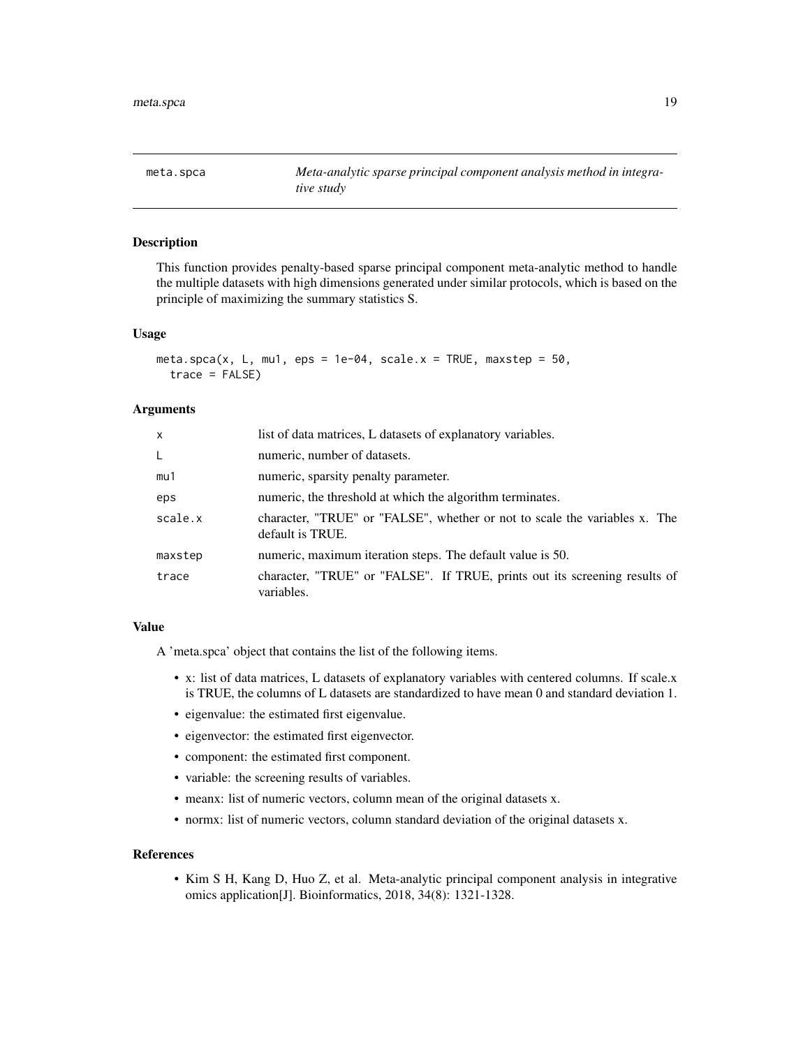# meta.spca — *Meta-analytic sparse principal component analysis method in integrative study*

## Description

This function provides penalty-based sparse principal component meta-analytic method to handle the multiple datasets with high dimensions generated under similar protocols, which is based on the principle of maximizing the summary statistics S.

## Usage

```
meta.spca(x, L, mu1, eps = 1e-04, scale.x = TRUE, maxstep = 50,
  trace = FALSE)
```

## Arguments

| | |
|---|---|
| x | list of data matrices, L datasets of explanatory variables. |
| L | numeric, number of datasets. |
| mu1 | numeric, sparsity penalty parameter. |
| eps | numeric, the threshold at which the algorithm terminates. |
| scale.x | character, "TRUE" or "FALSE", whether or not to scale the variables x. The default is TRUE. |
| maxstep | numeric, maximum iteration steps. The default value is 50. |
| trace | character, "TRUE" or "FALSE". If TRUE, prints out its screening results of variables. |

## Value

A 'meta.spca' object that contains the list of the following items.

- x: list of data matrices, L datasets of explanatory variables with centered columns. If scale.x is TRUE, the columns of L datasets are standardized to have mean 0 and standard deviation 1.
- eigenvalue: the estimated first eigenvalue.
- eigenvector: the estimated first eigenvector.
- component: the estimated first component.
- variable: the screening results of variables.
- meanx: list of numeric vectors, column mean of the original datasets x.
- normx: list of numeric vectors, column standard deviation of the original datasets x.

## References

- Kim S H, Kang D, Huo Z, et al. Meta-analytic principal component analysis in integrative omics application[J]. Bioinformatics, 2018, 34(8): 1321-1328.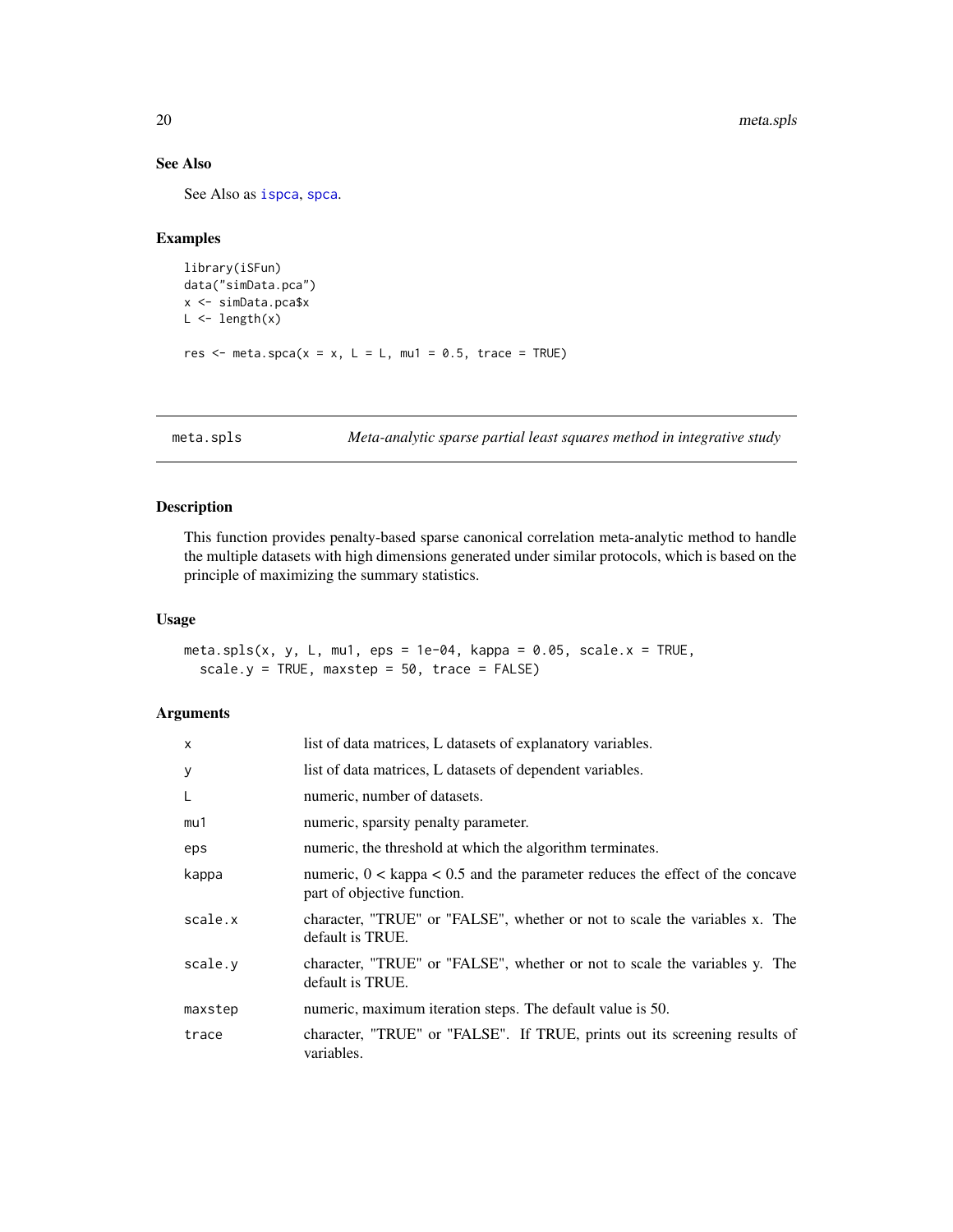### See Also

See Also as ispca, spca.

### Examples

```
library(iSFun)
data("simData.pca")
x <- simData.pca$x
L <- length(x)

res <- meta.spca(x = x, L = L, mu1 = 0.5, trace = TRUE)
```

---

## meta.spls — *Meta-analytic sparse partial least squares method in integrative study*

### Description

This function provides penalty-based sparse canonical correlation meta-analytic method to handle the multiple datasets with high dimensions generated under similar protocols, which is based on the principle of maximizing the summary statistics.

### Usage

```
meta.spls(x, y, L, mu1, eps = 1e-04, kappa = 0.05, scale.x = TRUE,
  scale.y = TRUE, maxstep = 50, trace = FALSE)
```

### Arguments

| | |
|---|---|
| x | list of data matrices, L datasets of explanatory variables. |
| y | list of data matrices, L datasets of dependent variables. |
| L | numeric, number of datasets. |
| mu1 | numeric, sparsity penalty parameter. |
| eps | numeric, the threshold at which the algorithm terminates. |
| kappa | numeric, 0 < kappa < 0.5 and the parameter reduces the effect of the concave part of objective function. |
| scale.x | character, "TRUE" or "FALSE", whether or not to scale the variables x. The default is TRUE. |
| scale.y | character, "TRUE" or "FALSE", whether or not to scale the variables y. The default is TRUE. |
| maxstep | numeric, maximum iteration steps. The default value is 50. |
| trace | character, "TRUE" or "FALSE". If TRUE, prints out its screening results of variables. |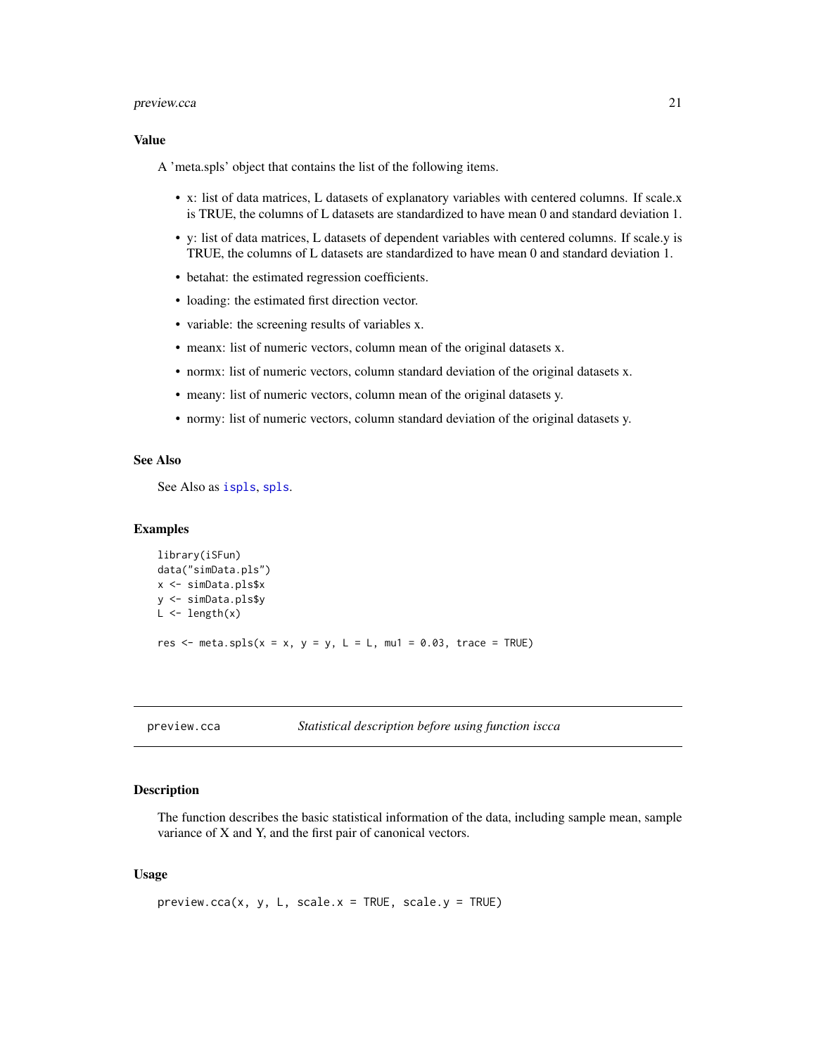### Value

A 'meta.spls' object that contains the list of the following items.

- x: list of data matrices, L datasets of explanatory variables with centered columns. If scale.x is TRUE, the columns of L datasets are standardized to have mean 0 and standard deviation 1.
- y: list of data matrices, L datasets of dependent variables with centered columns. If scale.y is TRUE, the columns of L datasets are standardized to have mean 0 and standard deviation 1.
- betahat: the estimated regression coefficients.
- loading: the estimated first direction vector.
- variable: the screening results of variables x.
- meanx: list of numeric vectors, column mean of the original datasets x.
- normx: list of numeric vectors, column standard deviation of the original datasets x.
- meany: list of numeric vectors, column mean of the original datasets y.
- normy: list of numeric vectors, column standard deviation of the original datasets y.

### See Also

See Also as `ispls`, `spls`.

### Examples

```
library(iSFun)
data("simData.pls")
x <- simData.pls$x
y <- simData.pls$y
L <- length(x)

res <- meta.spls(x = x, y = y, L = L, mu1 = 0.03, trace = TRUE)
```

---

## preview.cca *Statistical description before using function iscca*

### Description

The function describes the basic statistical information of the data, including sample mean, sample variance of X and Y, and the first pair of canonical vectors.

### Usage

```
preview.cca(x, y, L, scale.x = TRUE, scale.y = TRUE)
```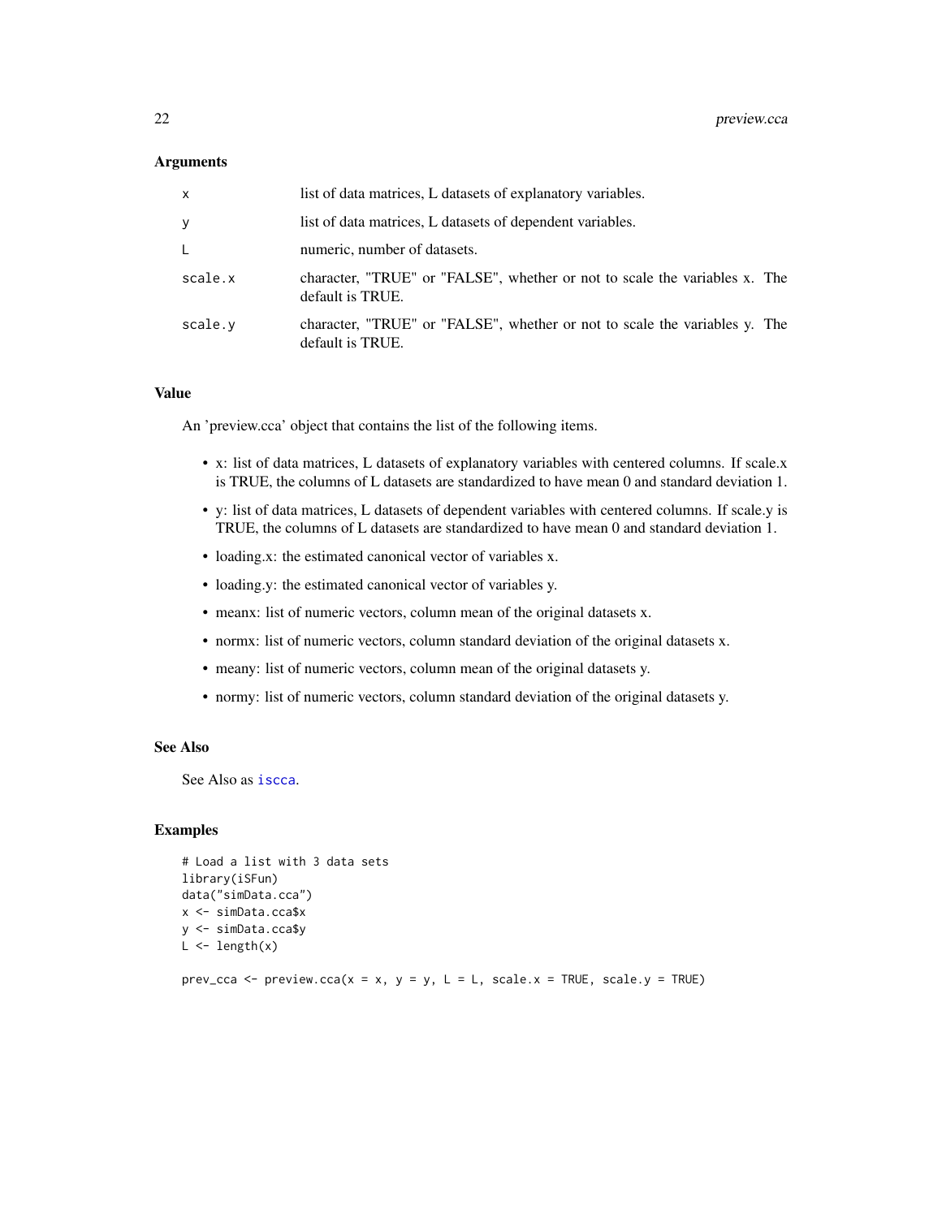## Arguments

| | |
|---|---|
| x | list of data matrices, L datasets of explanatory variables. |
| y | list of data matrices, L datasets of dependent variables. |
| L | numeric, number of datasets. |
| scale.x | character, "TRUE" or "FALSE", whether or not to scale the variables x. The default is TRUE. |
| scale.y | character, "TRUE" or "FALSE", whether or not to scale the variables y. The default is TRUE. |

## Value

An 'preview.cca' object that contains the list of the following items.

- x: list of data matrices, L datasets of explanatory variables with centered columns. If scale.x is TRUE, the columns of L datasets are standardized to have mean 0 and standard deviation 1.
- y: list of data matrices, L datasets of dependent variables with centered columns. If scale.y is TRUE, the columns of L datasets are standardized to have mean 0 and standard deviation 1.
- loading.x: the estimated canonical vector of variables x.
- loading.y: the estimated canonical vector of variables y.
- meanx: list of numeric vectors, column mean of the original datasets x.
- normx: list of numeric vectors, column standard deviation of the original datasets x.
- meany: list of numeric vectors, column mean of the original datasets y.
- normy: list of numeric vectors, column standard deviation of the original datasets y.

## See Also

See Also as iscca.

## Examples

```
# Load a list with 3 data sets
library(iSFun)
data("simData.cca")
x <- simData.cca$x
y <- simData.cca$y
L <- length(x)

prev_cca <- preview.cca(x = x, y = y, L = L, scale.x = TRUE, scale.y = TRUE)
```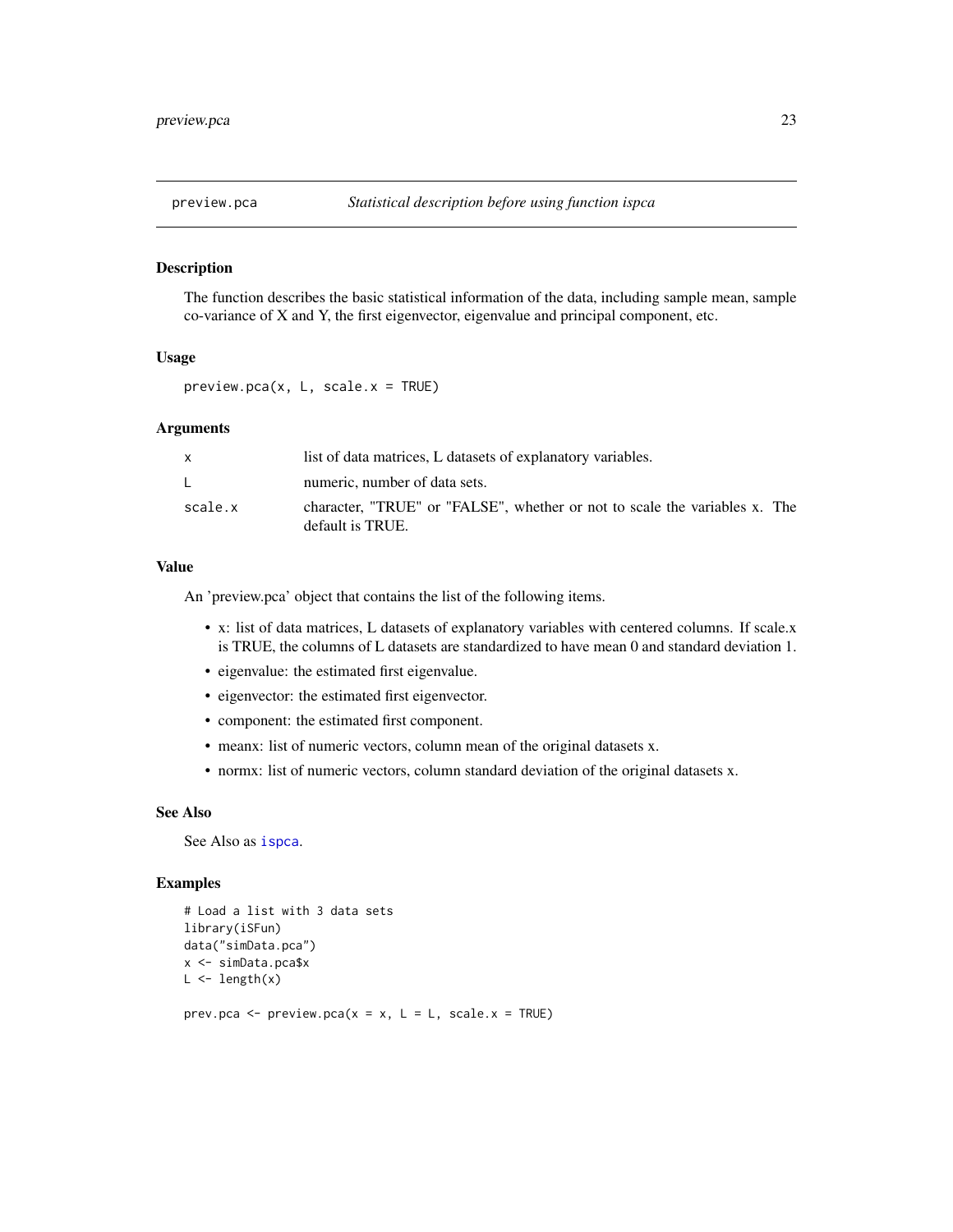# preview.pca *Statistical description before using function ispca*

## Description

The function describes the basic statistical information of the data, including sample mean, sample co-variance of X and Y, the first eigenvector, eigenvalue and principal component, etc.

## Usage

```
preview.pca(x, L, scale.x = TRUE)
```

## Arguments

| | |
|---|---|
| x | list of data matrices, L datasets of explanatory variables. |
| L | numeric, number of data sets. |
| scale.x | character, "TRUE" or "FALSE", whether or not to scale the variables x. The default is TRUE. |

## Value

An 'preview.pca' object that contains the list of the following items.

- x: list of data matrices, L datasets of explanatory variables with centered columns. If scale.x is TRUE, the columns of L datasets are standardized to have mean 0 and standard deviation 1.
- eigenvalue: the estimated first eigenvalue.
- eigenvector: the estimated first eigenvector.
- component: the estimated first component.
- meanx: list of numeric vectors, column mean of the original datasets x.
- normx: list of numeric vectors, column standard deviation of the original datasets x.

## See Also

See Also as ispca.

## Examples

```
# Load a list with 3 data sets
library(iSFun)
data("simData.pca")
x <- simData.pca$x
L <- length(x)

prev.pca <- preview.pca(x = x, L = L, scale.x = TRUE)
```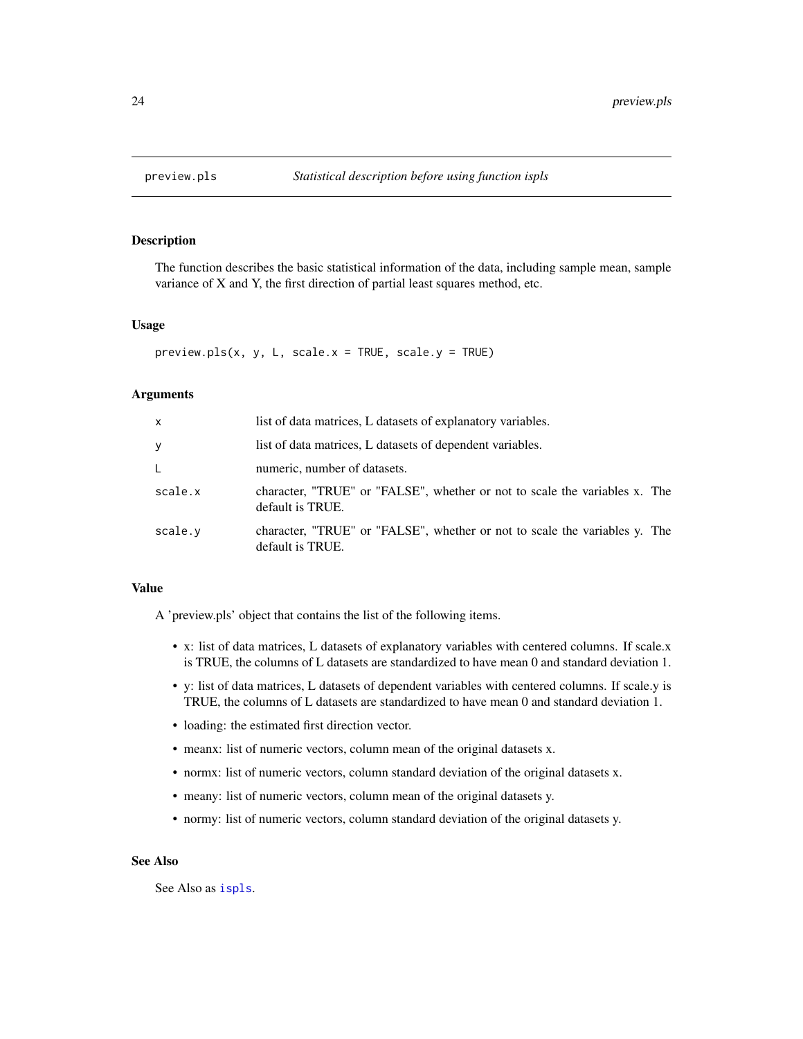## preview.pls — *Statistical description before using function ispls*

### Description

The function describes the basic statistical information of the data, including sample mean, sample variance of X and Y, the first direction of partial least squares method, etc.

### Usage

```
preview.pls(x, y, L, scale.x = TRUE, scale.y = TRUE)
```

### Arguments

| | |
|---|---|
| x | list of data matrices, L datasets of explanatory variables. |
| y | list of data matrices, L datasets of dependent variables. |
| L | numeric, number of datasets. |
| scale.x | character, "TRUE" or "FALSE", whether or not to scale the variables x. The default is TRUE. |
| scale.y | character, "TRUE" or "FALSE", whether or not to scale the variables y. The default is TRUE. |

### Value

A 'preview.pls' object that contains the list of the following items.

- x: list of data matrices, L datasets of explanatory variables with centered columns. If scale.x is TRUE, the columns of L datasets are standardized to have mean 0 and standard deviation 1.
- y: list of data matrices, L datasets of dependent variables with centered columns. If scale.y is TRUE, the columns of L datasets are standardized to have mean 0 and standard deviation 1.
- loading: the estimated first direction vector.
- meanx: list of numeric vectors, column mean of the original datasets x.
- normx: list of numeric vectors, column standard deviation of the original datasets x.
- meany: list of numeric vectors, column mean of the original datasets y.
- normy: list of numeric vectors, column standard deviation of the original datasets y.

### See Also

See Also as `ispls`.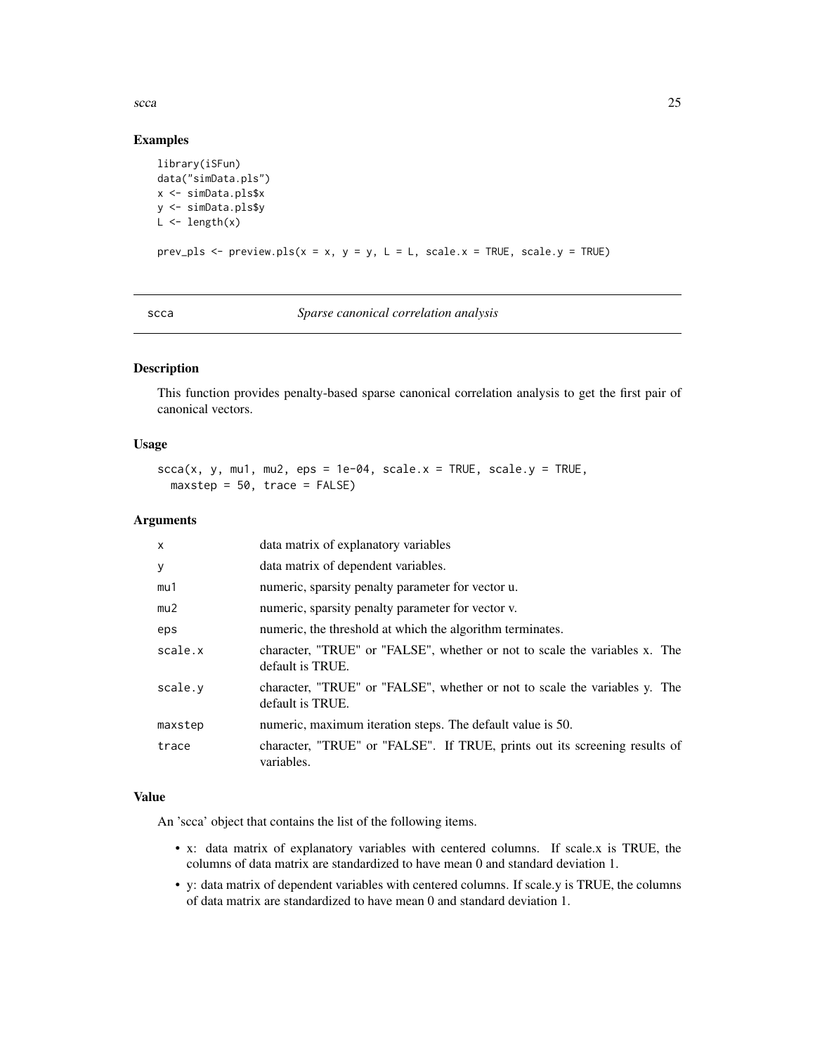## Examples

```
library(iSFun)
data("simData.pls")
x <- simData.pls$x
y <- simData.pls$y
L <- length(x)

prev_pls <- preview.pls(x = x, y = y, L = L, scale.x = TRUE, scale.y = TRUE)
```

---

# scca — *Sparse canonical correlation analysis*

---

## Description

This function provides penalty-based sparse canonical correlation analysis to get the first pair of canonical vectors.

## Usage

```
scca(x, y, mu1, mu2, eps = 1e-04, scale.x = TRUE, scale.y = TRUE,
  maxstep = 50, trace = FALSE)
```

## Arguments

| | |
|---|---|
| x | data matrix of explanatory variables |
| y | data matrix of dependent variables. |
| mu1 | numeric, sparsity penalty parameter for vector u. |
| mu2 | numeric, sparsity penalty parameter for vector v. |
| eps | numeric, the threshold at which the algorithm terminates. |
| scale.x | character, "TRUE" or "FALSE", whether or not to scale the variables x. The default is TRUE. |
| scale.y | character, "TRUE" or "FALSE", whether or not to scale the variables y. The default is TRUE. |
| maxstep | numeric, maximum iteration steps. The default value is 50. |
| trace | character, "TRUE" or "FALSE". If TRUE, prints out its screening results of variables. |

## Value

An 'scca' object that contains the list of the following items.

- x: data matrix of explanatory variables with centered columns. If scale.x is TRUE, the columns of data matrix are standardized to have mean 0 and standard deviation 1.
- y: data matrix of dependent variables with centered columns. If scale.y is TRUE, the columns of data matrix are standardized to have mean 0 and standard deviation 1.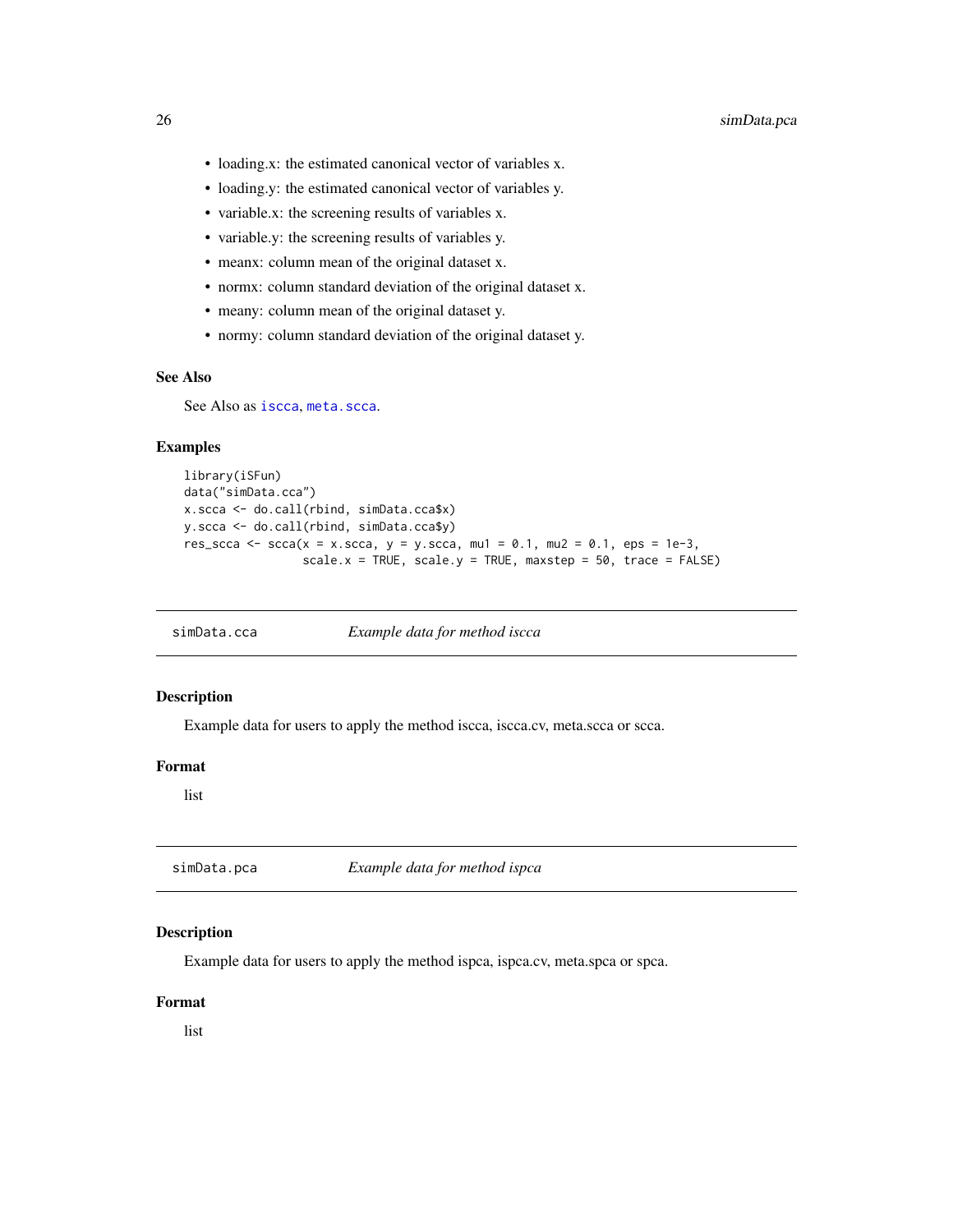- loading.x: the estimated canonical vector of variables x.
- loading.y: the estimated canonical vector of variables y.
- variable.x: the screening results of variables x.
- variable.y: the screening results of variables y.
- meanx: column mean of the original dataset x.
- normx: column standard deviation of the original dataset x.
- meany: column mean of the original dataset y.
- normy: column standard deviation of the original dataset y.

### See Also

See Also as iscca, meta.scca.

### Examples

```
library(iSFun)
data("simData.cca")
x.scca <- do.call(rbind, simData.cca$x)
y.scca <- do.call(rbind, simData.cca$y)
res_scca <- scca(x = x.scca, y = y.scca, mu1 = 0.1, mu2 = 0.1, eps = 1e-3,
                 scale.x = TRUE, scale.y = TRUE, maxstep = 50, trace = FALSE)
```

## simData.cca    *Example data for method iscca*

### Description

Example data for users to apply the method iscca, iscca.cv, meta.scca or scca.

### Format

list

## simData.pca    *Example data for method ispca*

### Description

Example data for users to apply the method ispca, ispca.cv, meta.spca or spca.

### Format

list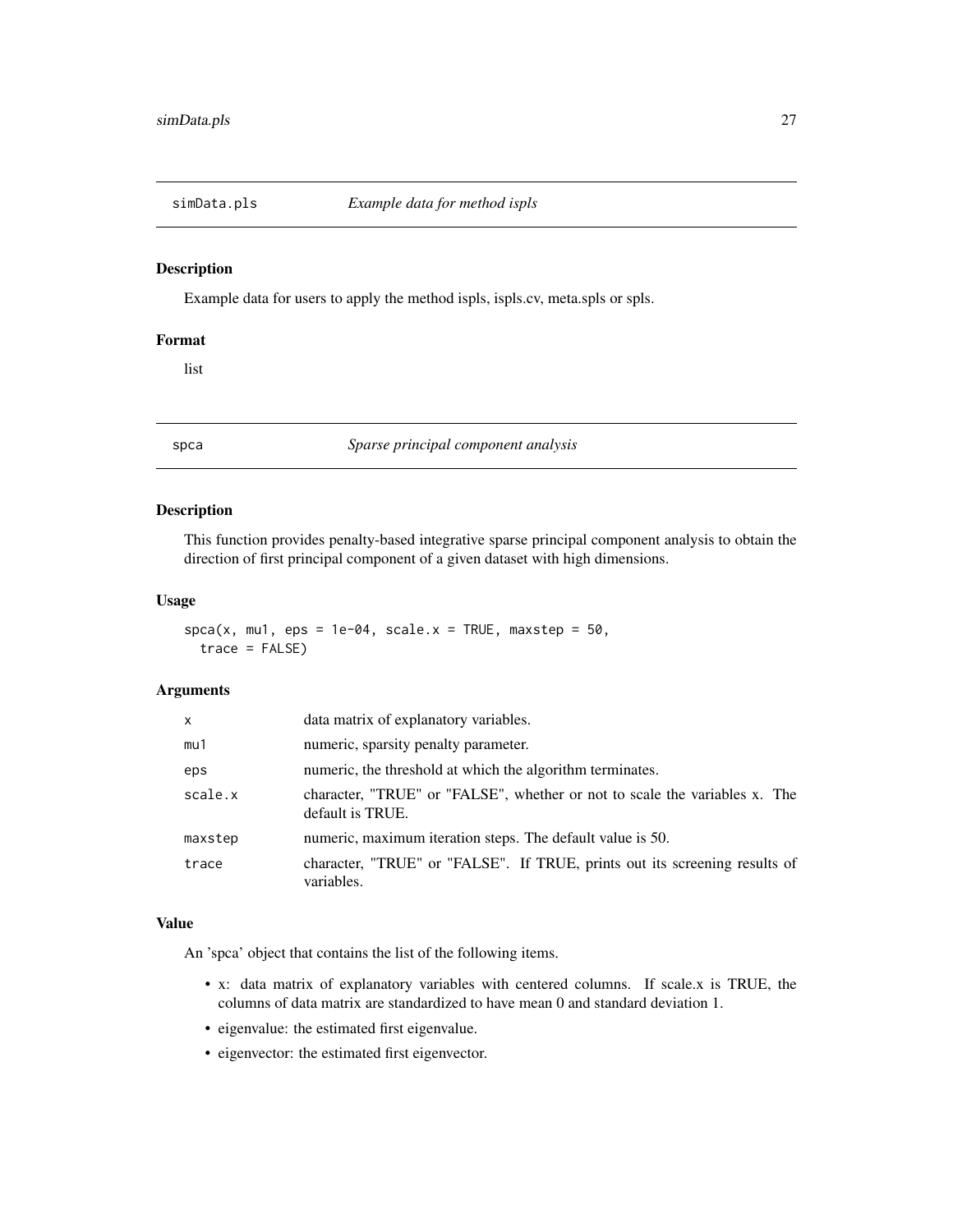## simData.pls — *Example data for method ispls*

### Description

Example data for users to apply the method ispls, ispls.cv, meta.spls or spls.

### Format

list

## spca — *Sparse principal component analysis*

### Description

This function provides penalty-based integrative sparse principal component analysis to obtain the direction of first principal component of a given dataset with high dimensions.

### Usage

```
spca(x, mu1, eps = 1e-04, scale.x = TRUE, maxstep = 50,
  trace = FALSE)
```

### Arguments

| | |
|---|---|
| `x` | data matrix of explanatory variables. |
| `mu1` | numeric, sparsity penalty parameter. |
| `eps` | numeric, the threshold at which the algorithm terminates. |
| `scale.x` | character, "TRUE" or "FALSE", whether or not to scale the variables x. The default is TRUE. |
| `maxstep` | numeric, maximum iteration steps. The default value is 50. |
| `trace` | character, "TRUE" or "FALSE". If TRUE, prints out its screening results of variables. |

### Value

An 'spca' object that contains the list of the following items.

- x: data matrix of explanatory variables with centered columns. If scale.x is TRUE, the columns of data matrix are standardized to have mean 0 and standard deviation 1.
- eigenvalue: the estimated first eigenvalue.
- eigenvector: the estimated first eigenvector.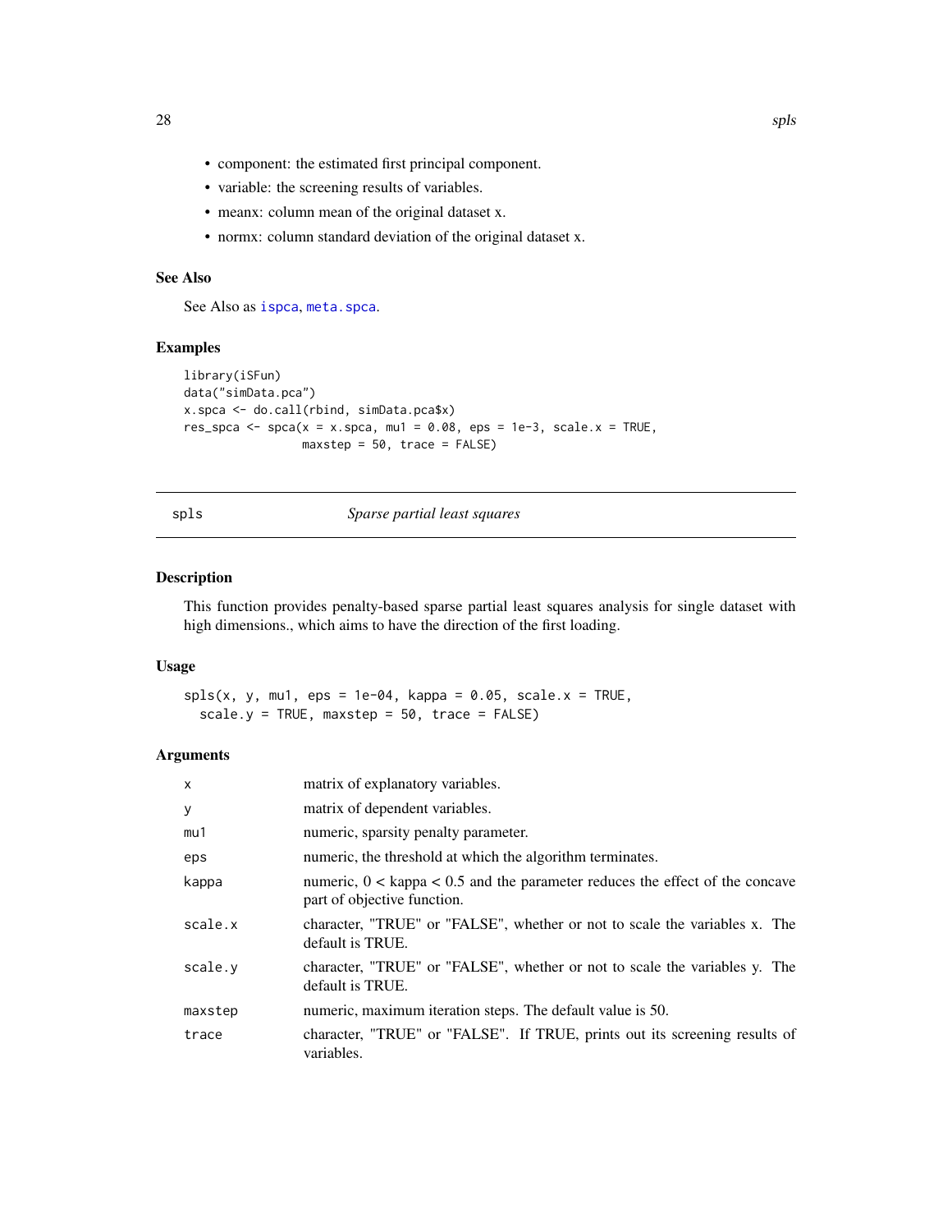- component: the estimated first principal component.
- variable: the screening results of variables.
- meanx: column mean of the original dataset x.
- normx: column standard deviation of the original dataset x.

### See Also

See Also as ispca, meta.spca.

### Examples

```
library(iSFun)
data("simData.pca")
x.spca <- do.call(rbind, simData.pca$x)
res_spca <- spca(x = x.spca, mu1 = 0.08, eps = 1e-3, scale.x = TRUE,
                 maxstep = 50, trace = FALSE)
```

## spls — *Sparse partial least squares*

### Description

This function provides penalty-based sparse partial least squares analysis for single dataset with high dimensions., which aims to have the direction of the first loading.

### Usage

```
spls(x, y, mu1, eps = 1e-04, kappa = 0.05, scale.x = TRUE,
  scale.y = TRUE, maxstep = 50, trace = FALSE)
```

### Arguments

| | |
|---|---|
| x | matrix of explanatory variables. |
| y | matrix of dependent variables. |
| mu1 | numeric, sparsity penalty parameter. |
| eps | numeric, the threshold at which the algorithm terminates. |
| kappa | numeric, 0 < kappa < 0.5 and the parameter reduces the effect of the concave part of objective function. |
| scale.x | character, "TRUE" or "FALSE", whether or not to scale the variables x. The default is TRUE. |
| scale.y | character, "TRUE" or "FALSE", whether or not to scale the variables y. The default is TRUE. |
| maxstep | numeric, maximum iteration steps. The default value is 50. |
| trace | character, "TRUE" or "FALSE". If TRUE, prints out its screening results of variables. |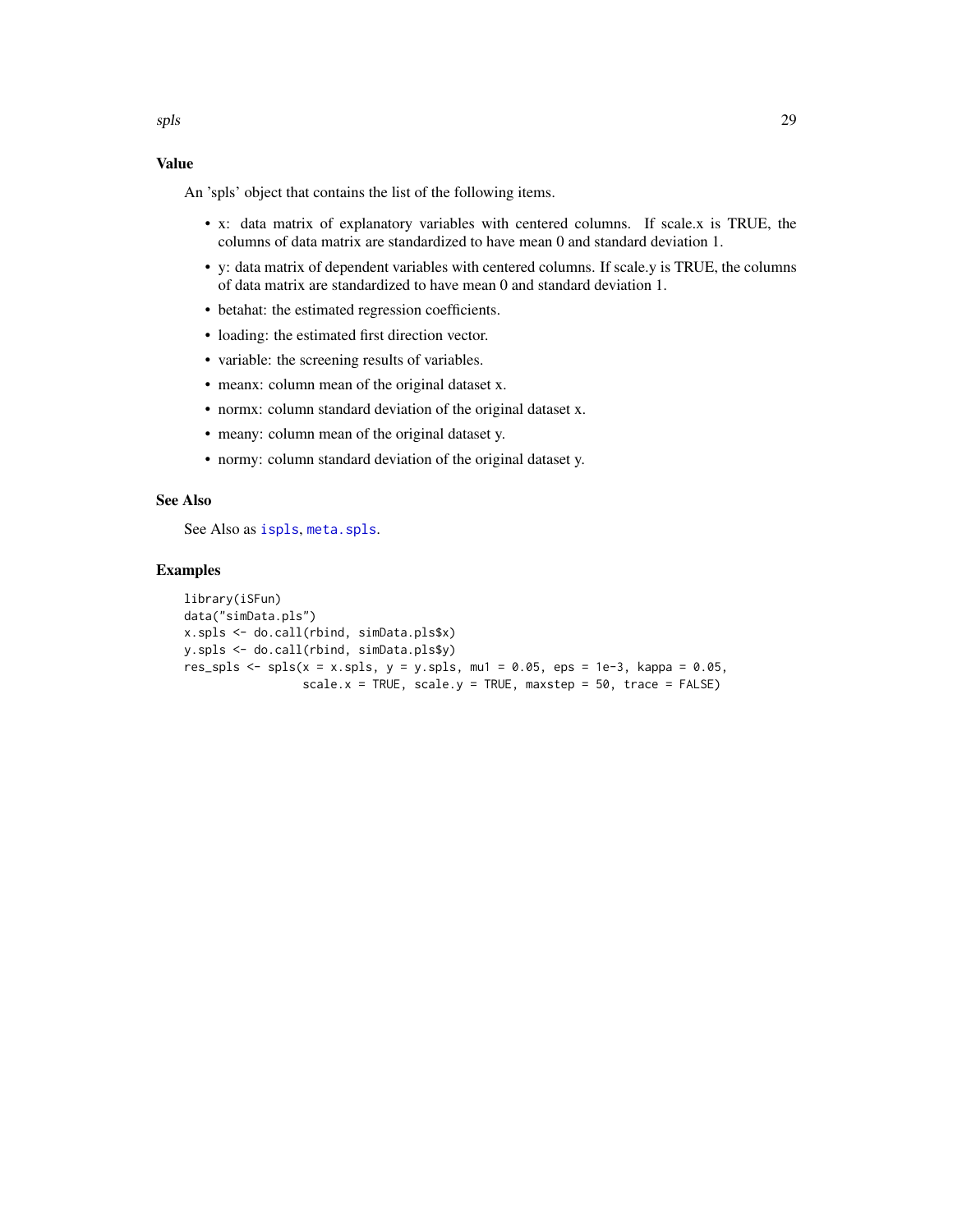## Value

An 'spls' object that contains the list of the following items.

- x: data matrix of explanatory variables with centered columns. If scale.x is TRUE, the columns of data matrix are standardized to have mean 0 and standard deviation 1.
- y: data matrix of dependent variables with centered columns. If scale.y is TRUE, the columns of data matrix are standardized to have mean 0 and standard deviation 1.
- betahat: the estimated regression coefficients.
- loading: the estimated first direction vector.
- variable: the screening results of variables.
- meanx: column mean of the original dataset x.
- normx: column standard deviation of the original dataset x.
- meany: column mean of the original dataset y.
- normy: column standard deviation of the original dataset y.

## See Also

See Also as ispls, meta.spls.

## Examples

```
library(iSFun)
data("simData.pls")
x.spls <- do.call(rbind, simData.pls$x)
y.spls <- do.call(rbind, simData.pls$y)
res_spls <- spls(x = x.spls, y = y.spls, mu1 = 0.05, eps = 1e-3, kappa = 0.05,
                 scale.x = TRUE, scale.y = TRUE, maxstep = 50, trace = FALSE)
```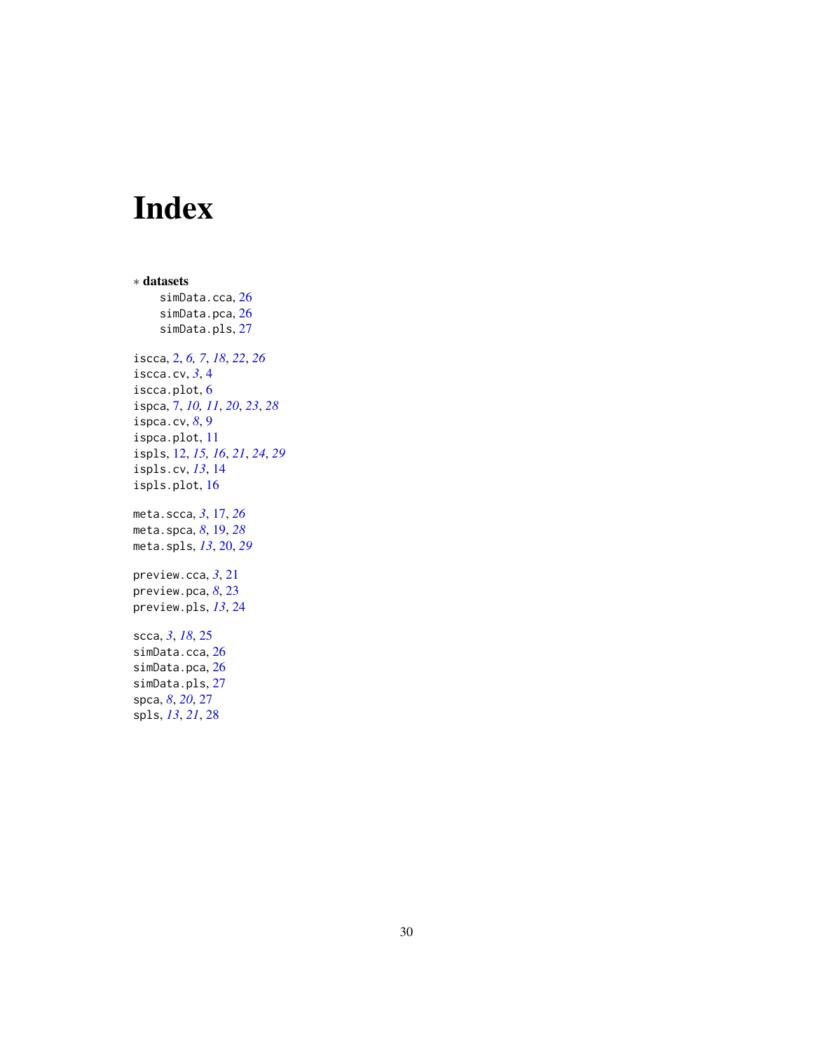# Index

∗ **datasets**
  simData.cca, 26
  simData.pca, 26
  simData.pls, 27

iscca, 2, *6, 7*, *18*, *22*, *26*
iscca.cv, *3*, 4
iscca.plot, 6
ispca, 7, *10, 11*, *20*, *23*, *28*
ispca.cv, *8*, 9
ispca.plot, 11
ispls, 12, *15, 16*, *21*, *24*, *29*
ispls.cv, *13*, 14
ispls.plot, 16

meta.scca, *3*, 17, *26*
meta.spca, *8*, 19, *28*
meta.spls, *13*, 20, *29*

preview.cca, *3*, 21
preview.pca, *8*, 23
preview.pls, *13*, 24

scca, *3*, *18*, 25
simData.cca, 26
simData.pca, 26
simData.pls, 27
spca, *8*, *20*, 27
spls, *13*, *21*, 28